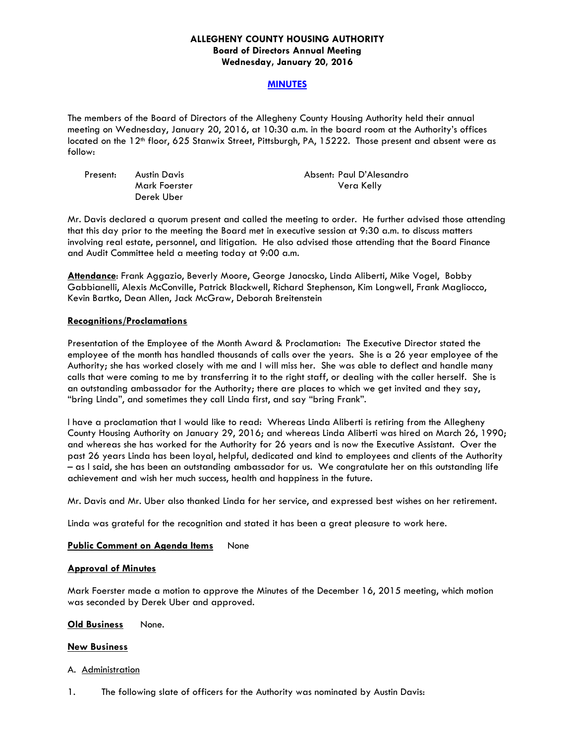# ALLEGHENY COUNTY HOUSING AUTHORITY
## Board of Directors Annual Meeting
## Wednesday, January 20, 2016

### MINUTES

The members of the Board of Directors of the Allegheny County Housing Authority held their annual meeting on Wednesday, January 20, 2016, at 10:30 a.m. in the board room at the Authority's offices located on the 12th floor, 625 Stanwix Street, Pittsburgh, PA, 15222. Those present and absent were as follow:

| | | | |
|---|---|---|---|
| Present: | Austin Davis | Absent: | Paul D'Alesandro |
| | Mark Foerster | | Vera Kelly |
| | Derek Uber | | |

Mr. Davis declared a quorum present and called the meeting to order. He further advised those attending that this day prior to the meeting the Board met in executive session at 9:30 a.m. to discuss matters involving real estate, personnel, and litigation. He also advised those attending that the Board Finance and Audit Committee held a meeting today at 9:00 a.m.

**Attendance**: Frank Aggazio, Beverly Moore, George Janocsko, Linda Aliberti, Mike Vogel, Bobby Gabbianelli, Alexis McConville, Patrick Blackwell, Richard Stephenson, Kim Longwell, Frank Magliocco, Kevin Bartko, Dean Allen, Jack McGraw, Deborah Breitenstein

**Recognitions/Proclamations**

Presentation of the Employee of the Month Award & Proclamation: The Executive Director stated the employee of the month has handled thousands of calls over the years. She is a 26 year employee of the Authority; she has worked closely with me and I will miss her. She was able to deflect and handle many calls that were coming to me by transferring it to the right staff, or dealing with the caller herself. She is an outstanding ambassador for the Authority; there are places to which we get invited and they say, "bring Linda", and sometimes they call Linda first, and say "bring Frank".

I have a proclamation that I would like to read: Whereas Linda Aliberti is retiring from the Allegheny County Housing Authority on January 29, 2016; and whereas Linda Aliberti was hired on March 26, 1990; and whereas she has worked for the Authority for 26 years and is now the Executive Assistant. Over the past 26 years Linda has been loyal, helpful, dedicated and kind to employees and clients of the Authority – as I said, she has been an outstanding ambassador for us. We congratulate her on this outstanding life achievement and wish her much success, health and happiness in the future.

Mr. Davis and Mr. Uber also thanked Linda for her service, and expressed best wishes on her retirement.

Linda was grateful for the recognition and stated it has been a great pleasure to work here.

**Public Comment on Agenda Items** None

**Approval of Minutes**

Mark Foerster made a motion to approve the Minutes of the December 16, 2015 meeting, which motion was seconded by Derek Uber and approved.

**Old Business** None.

**New Business**

A. Administration

1. The following slate of officers for the Authority was nominated by Austin Davis: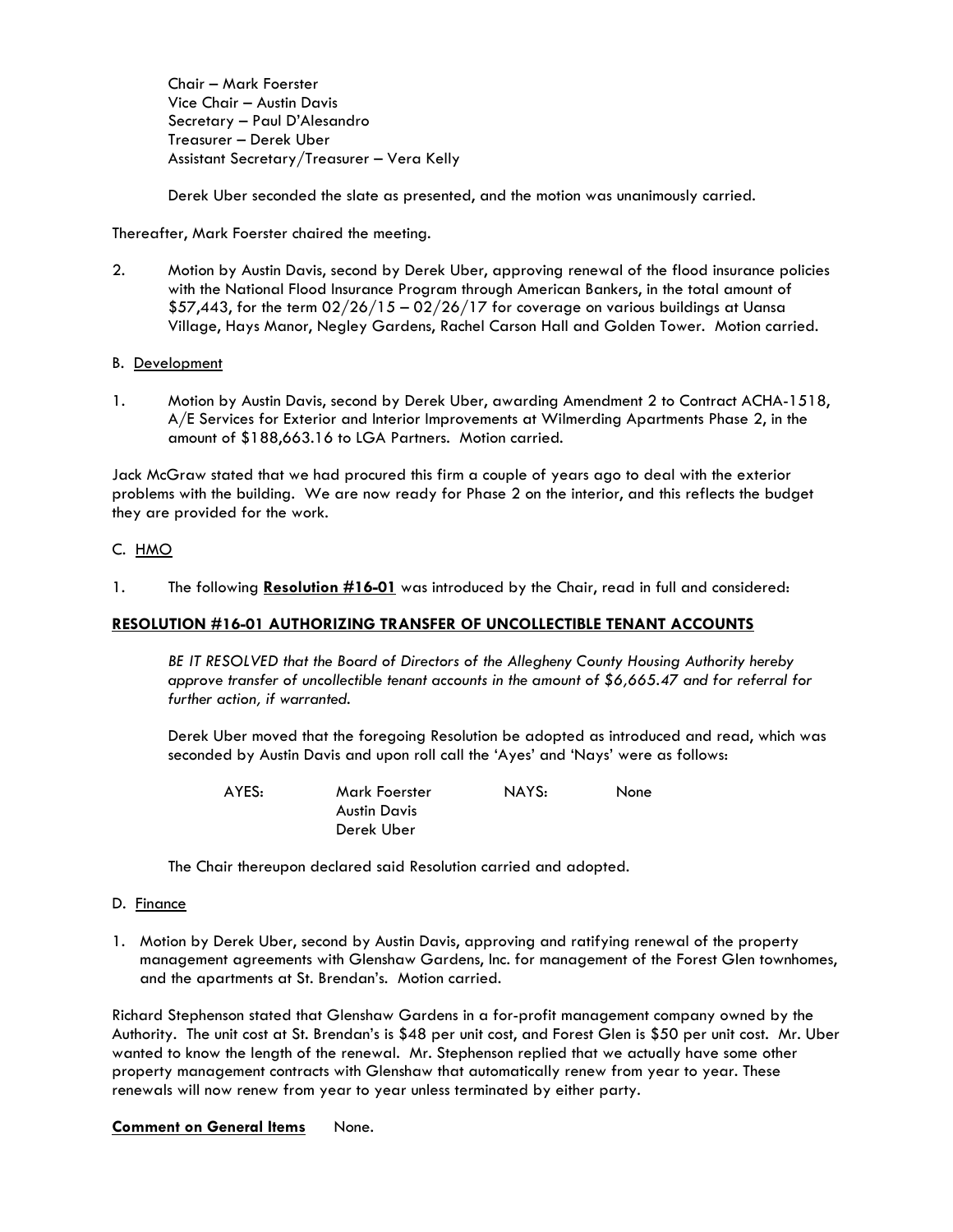Chair – Mark Foerster
Vice Chair – Austin Davis
Secretary – Paul D'Alesandro
Treasurer – Derek Uber
Assistant Secretary/Treasurer – Vera Kelly

Derek Uber seconded the slate as presented, and the motion was unanimously carried.

Thereafter, Mark Foerster chaired the meeting.

2. Motion by Austin Davis, second by Derek Uber, approving renewal of the flood insurance policies with the National Flood Insurance Program through American Bankers, in the total amount of $57,443, for the term 02/26/15 – 02/26/17 for coverage on various buildings at Uansa Village, Hays Manor, Negley Gardens, Rachel Carson Hall and Golden Tower. Motion carried.

B. Development

1. Motion by Austin Davis, second by Derek Uber, awarding Amendment 2 to Contract ACHA-1518, A/E Services for Exterior and Interior Improvements at Wilmerding Apartments Phase 2, in the amount of $188,663.16 to LGA Partners. Motion carried.

Jack McGraw stated that we had procured this firm a couple of years ago to deal with the exterior problems with the building. We are now ready for Phase 2 on the interior, and this reflects the budget they are provided for the work.

C. HMO

1. The following **Resolution #16-01** was introduced by the Chair, read in full and considered:

**RESOLUTION #16-01 AUTHORIZING TRANSFER OF UNCOLLECTIBLE TENANT ACCOUNTS**

*BE IT RESOLVED that the Board of Directors of the Allegheny County Housing Authority hereby approve transfer of uncollectible tenant accounts in the amount of $6,665.47 and for referral for further action, if warranted.*

Derek Uber moved that the foregoing Resolution be adopted as introduced and read, which was seconded by Austin Davis and upon roll call the 'Ayes' and 'Nays' were as follows:

| | | | |
|---|---|---|---|
| AYES: | Mark Foerster | NAYS: | None |
| | Austin Davis | | |
| | Derek Uber | | |

The Chair thereupon declared said Resolution carried and adopted.

D. Finance

1. Motion by Derek Uber, second by Austin Davis, approving and ratifying renewal of the property management agreements with Glenshaw Gardens, Inc. for management of the Forest Glen townhomes, and the apartments at St. Brendan's. Motion carried.

Richard Stephenson stated that Glenshaw Gardens in a for-profit management company owned by the Authority. The unit cost at St. Brendan's is $48 per unit cost, and Forest Glen is $50 per unit cost. Mr. Uber wanted to know the length of the renewal. Mr. Stephenson replied that we actually have some other property management contracts with Glenshaw that automatically renew from year to year. These renewals will now renew from year to year unless terminated by either party.

**Comment on General Items** None.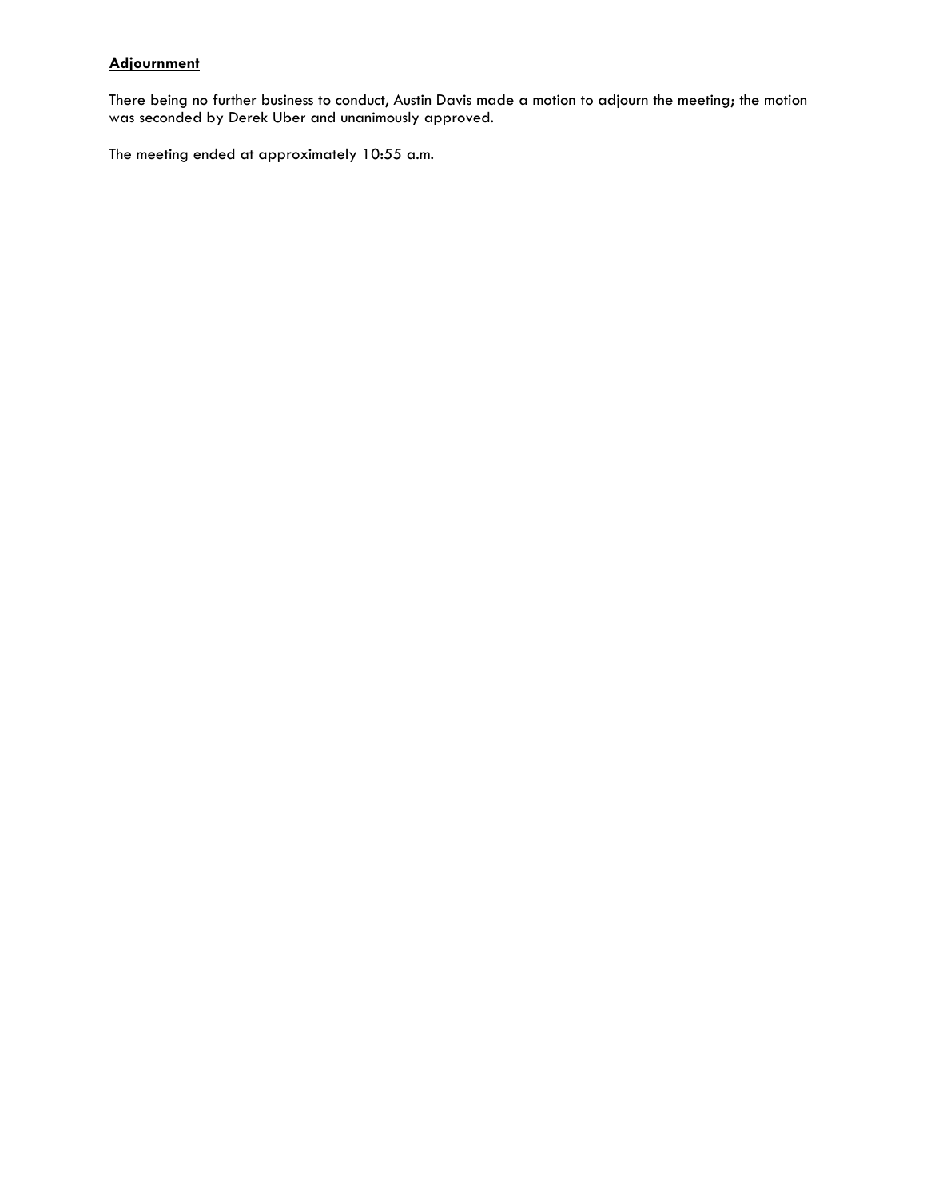**Adjournment**

There being no further business to conduct, Austin Davis made a motion to adjourn the meeting; the motion was seconded by Derek Uber and unanimously approved.

The meeting ended at approximately 10:55 a.m.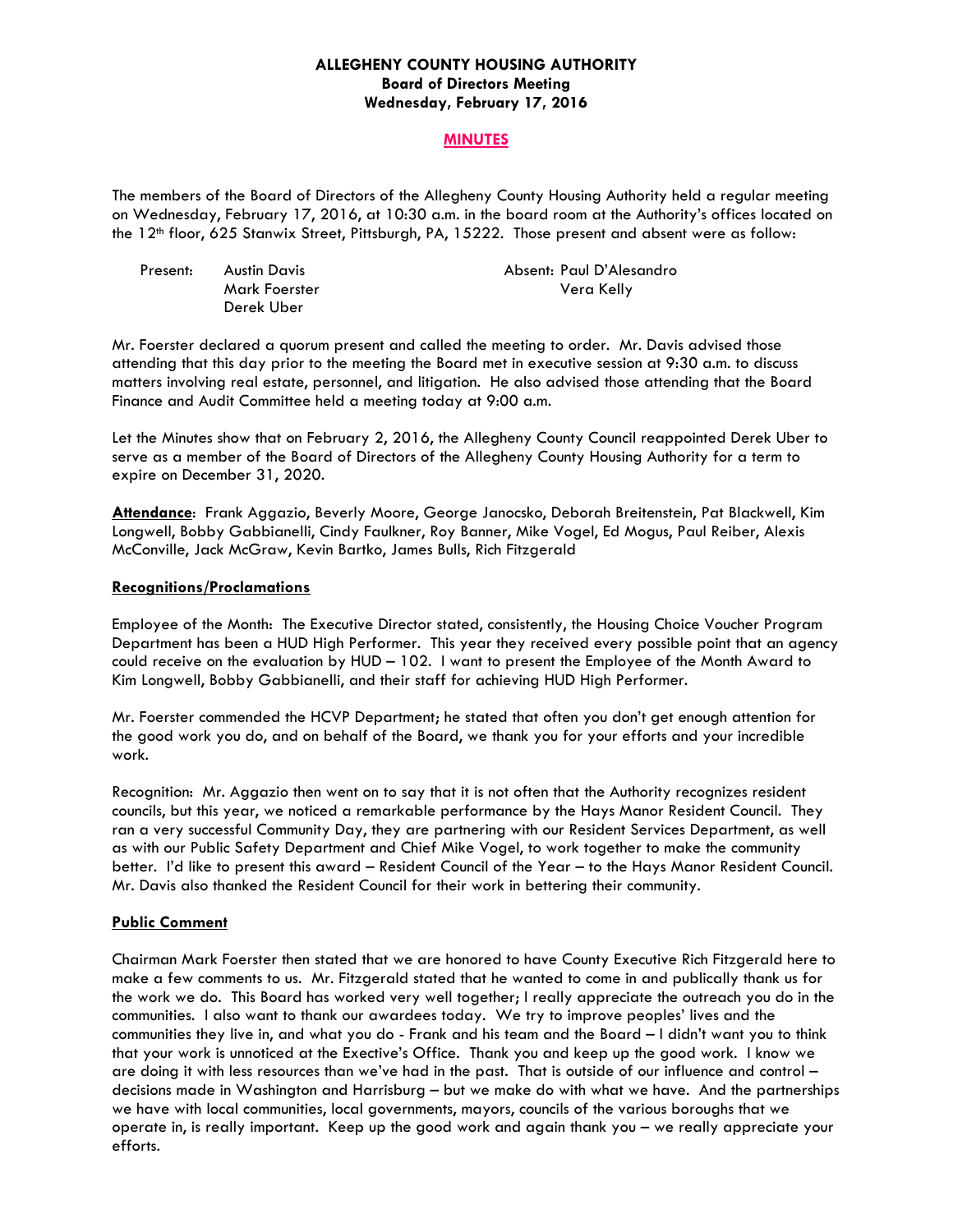**ALLEGHENY COUNTY HOUSING AUTHORITY**
**Board of Directors Meeting**
**Wednesday, February 17, 2016**

**MINUTES**

The members of the Board of Directors of the Allegheny County Housing Authority held a regular meeting on Wednesday, February 17, 2016, at 10:30 a.m. in the board room at the Authority's offices located on the 12th floor, 625 Stanwix Street, Pittsburgh, PA, 15222. Those present and absent were as follow:

| | | |
|---|---|---|
| Present: | Austin Davis | Absent: Paul D'Alesandro |
| | Mark Foerster | Vera Kelly |
| | Derek Uber | |

Mr. Foerster declared a quorum present and called the meeting to order. Mr. Davis advised those attending that this day prior to the meeting the Board met in executive session at 9:30 a.m. to discuss matters involving real estate, personnel, and litigation. He also advised those attending that the Board Finance and Audit Committee held a meeting today at 9:00 a.m.

Let the Minutes show that on February 2, 2016, the Allegheny County Council reappointed Derek Uber to serve as a member of the Board of Directors of the Allegheny County Housing Authority for a term to expire on December 31, 2020.

**Attendance**: Frank Aggazio, Beverly Moore, George Janocsko, Deborah Breitenstein, Pat Blackwell, Kim Longwell, Bobby Gabbianelli, Cindy Faulkner, Roy Banner, Mike Vogel, Ed Mogus, Paul Reiber, Alexis McConville, Jack McGraw, Kevin Bartko, James Bulls, Rich Fitzgerald

**Recognitions/Proclamations**

Employee of the Month: The Executive Director stated, consistently, the Housing Choice Voucher Program Department has been a HUD High Performer. This year they received every possible point that an agency could receive on the evaluation by HUD – 102. I want to present the Employee of the Month Award to Kim Longwell, Bobby Gabbianelli, and their staff for achieving HUD High Performer.

Mr. Foerster commended the HCVP Department; he stated that often you don't get enough attention for the good work you do, and on behalf of the Board, we thank you for your efforts and your incredible work.

Recognition: Mr. Aggazio then went on to say that it is not often that the Authority recognizes resident councils, but this year, we noticed a remarkable performance by the Hays Manor Resident Council. They ran a very successful Community Day, they are partnering with our Resident Services Department, as well as with our Public Safety Department and Chief Mike Vogel, to work together to make the community better. I'd like to present this award – Resident Council of the Year – to the Hays Manor Resident Council. Mr. Davis also thanked the Resident Council for their work in bettering their community.

**Public Comment**

Chairman Mark Foerster then stated that we are honored to have County Executive Rich Fitzgerald here to make a few comments to us. Mr. Fitzgerald stated that he wanted to come in and publically thank us for the work we do. This Board has worked very well together; I really appreciate the outreach you do in the communities. I also want to thank our awardees today. We try to improve peoples' lives and the communities they live in, and what you do - Frank and his team and the Board – I didn't want you to think that your work is unnoticed at the Exective's Office. Thank you and keep up the good work. I know we are doing it with less resources than we've had in the past. That is outside of our influence and control – decisions made in Washington and Harrisburg – but we make do with what we have. And the partnerships we have with local communities, local governments, mayors, councils of the various boroughs that we operate in, is really important. Keep up the good work and again thank you – we really appreciate your efforts.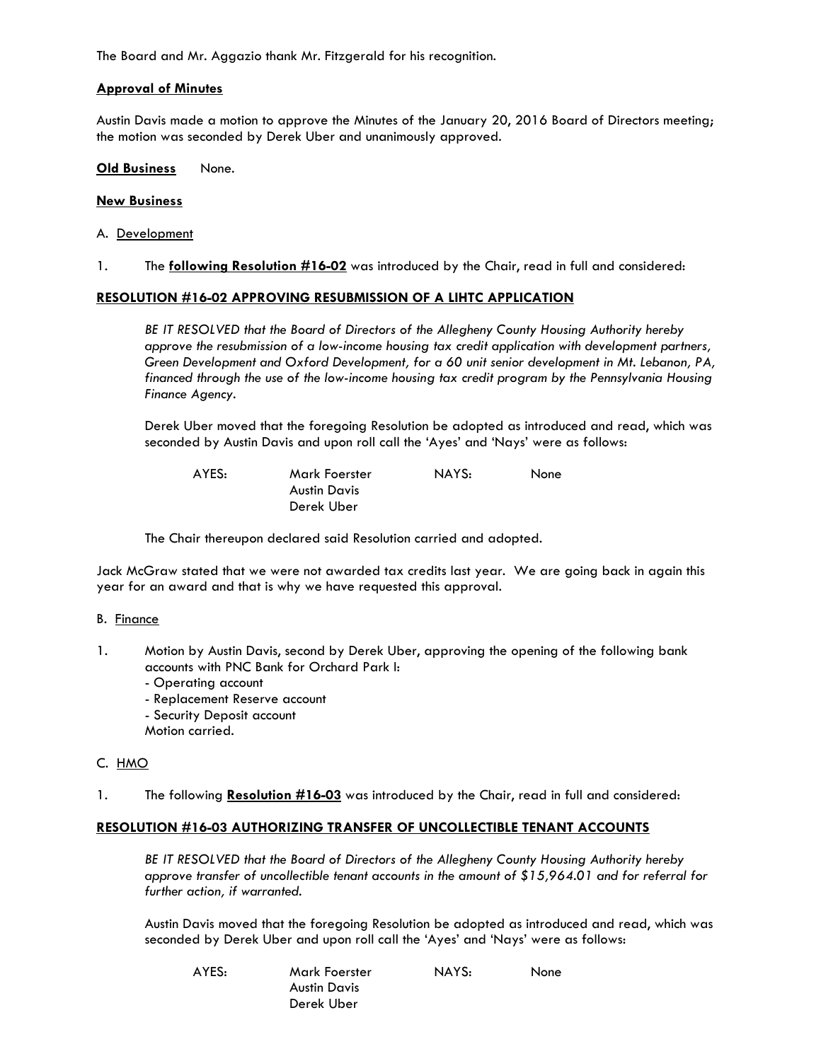The Board and Mr. Aggazio thank Mr. Fitzgerald for his recognition.

**Approval of Minutes**

Austin Davis made a motion to approve the Minutes of the January 20, 2016 Board of Directors meeting; the motion was seconded by Derek Uber and unanimously approved.

**Old Business** None.

**New Business**

A. Development

1. The **following Resolution #16-02** was introduced by the Chair, read in full and considered:

**RESOLUTION #16-02 APPROVING RESUBMISSION OF A LIHTC APPLICATION**

*BE IT RESOLVED that the Board of Directors of the Allegheny County Housing Authority hereby approve the resubmission of a low-income housing tax credit application with development partners, Green Development and Oxford Development, for a 60 unit senior development in Mt. Lebanon, PA, financed through the use of the low-income housing tax credit program by the Pennsylvania Housing Finance Agency.*

Derek Uber moved that the foregoing Resolution be adopted as introduced and read, which was seconded by Austin Davis and upon roll call the 'Ayes' and 'Nays' were as follows:

| | | | |
|---|---|---|---|
| AYES: | Mark Foerster | NAYS: | None |
| | Austin Davis | | |
| | Derek Uber | | |

The Chair thereupon declared said Resolution carried and adopted.

Jack McGraw stated that we were not awarded tax credits last year. We are going back in again this year for an award and that is why we have requested this approval.

B. Finance

1. Motion by Austin Davis, second by Derek Uber, approving the opening of the following bank accounts with PNC Bank for Orchard Park I:
   - Operating account
   - Replacement Reserve account
   - Security Deposit account

   Motion carried.

C. HMO

1. The following **Resolution #16-03** was introduced by the Chair, read in full and considered:

**RESOLUTION #16-03 AUTHORIZING TRANSFER OF UNCOLLECTIBLE TENANT ACCOUNTS**

*BE IT RESOLVED that the Board of Directors of the Allegheny County Housing Authority hereby approve transfer of uncollectible tenant accounts in the amount of $15,964.01 and for referral for further action, if warranted.*

Austin Davis moved that the foregoing Resolution be adopted as introduced and read, which was seconded by Derek Uber and upon roll call the 'Ayes' and 'Nays' were as follows:

| | | | |
|---|---|---|---|
| AYES: | Mark Foerster | NAYS: | None |
| | Austin Davis | | |
| | Derek Uber | | |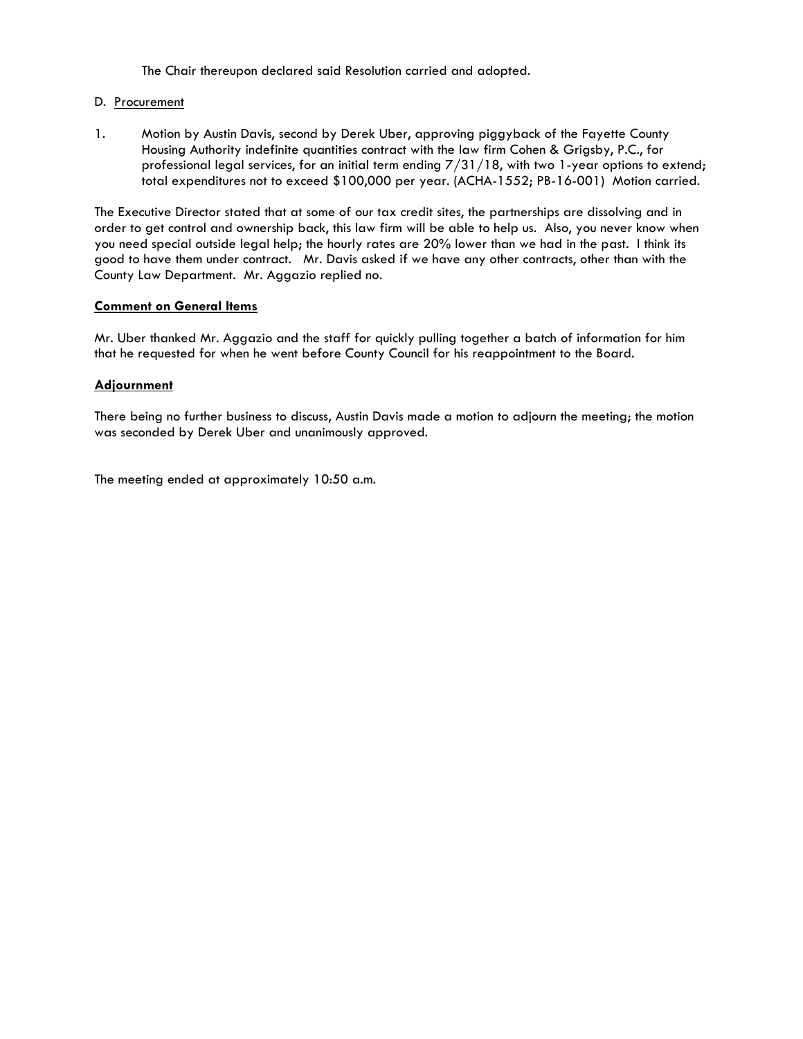The Chair thereupon declared said Resolution carried and adopted.

D. Procurement

1. Motion by Austin Davis, second by Derek Uber, approving piggyback of the Fayette County Housing Authority indefinite quantities contract with the law firm Cohen & Grigsby, P.C., for professional legal services, for an initial term ending 7/31/18, with two 1-year options to extend; total expenditures not to exceed $100,000 per year. (ACHA-1552; PB-16-001) Motion carried.

The Executive Director stated that at some of our tax credit sites, the partnerships are dissolving and in order to get control and ownership back, this law firm will be able to help us. Also, you never know when you need special outside legal help; the hourly rates are 20% lower than we had in the past. I think its good to have them under contract. Mr. Davis asked if we have any other contracts, other than with the County Law Department. Mr. Aggazio replied no.

**Comment on General Items**

Mr. Uber thanked Mr. Aggazio and the staff for quickly pulling together a batch of information for him that he requested for when he went before County Council for his reappointment to the Board.

**Adjournment**

There being no further business to discuss, Austin Davis made a motion to adjourn the meeting; the motion was seconded by Derek Uber and unanimously approved.

The meeting ended at approximately 10:50 a.m.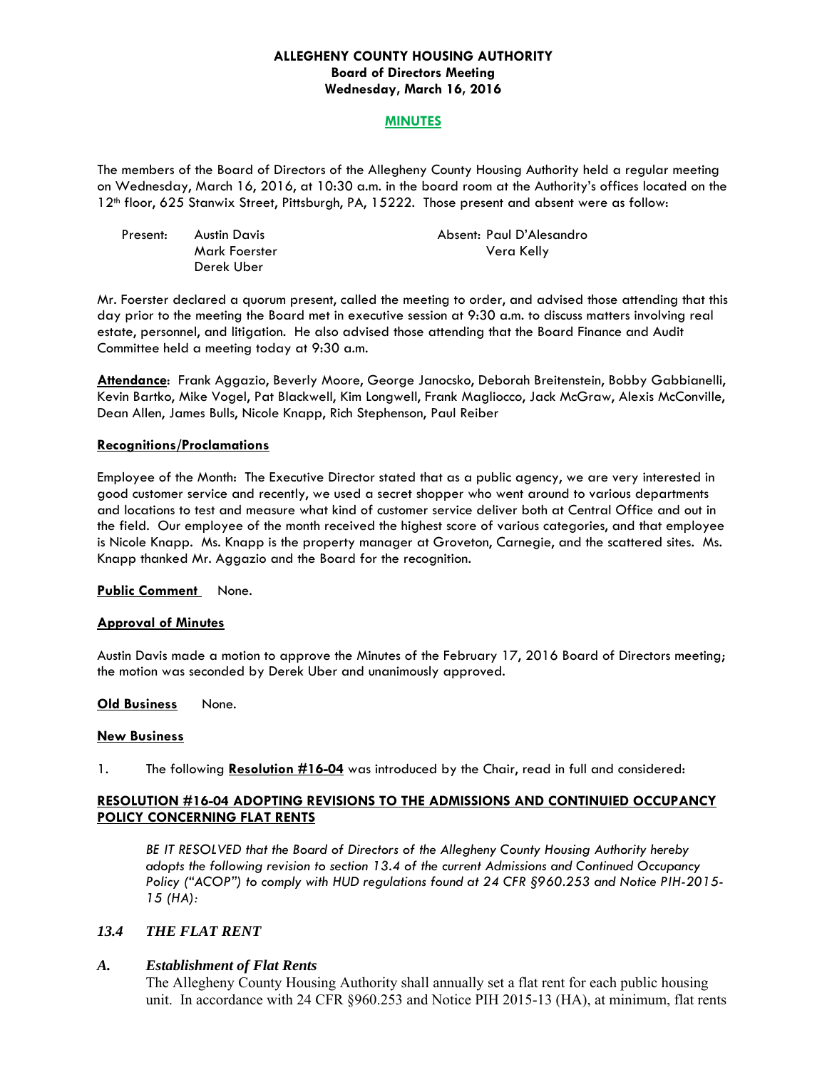**ALLEGHENY COUNTY HOUSING AUTHORITY**
**Board of Directors Meeting**
**Wednesday, March 16, 2016**

**MINUTES**

The members of the Board of Directors of the Allegheny County Housing Authority held a regular meeting on Wednesday, March 16, 2016, at 10:30 a.m. in the board room at the Authority's offices located on the 12th floor, 625 Stanwix Street, Pittsburgh, PA, 15222. Those present and absent were as follow:

| | | |
|---|---|---|
| Present: | Austin Davis | Absent: Paul D'Alesandro |
| | Mark Foerster | Vera Kelly |
| | Derek Uber | |

Mr. Foerster declared a quorum present, called the meeting to order, and advised those attending that this day prior to the meeting the Board met in executive session at 9:30 a.m. to discuss matters involving real estate, personnel, and litigation. He also advised those attending that the Board Finance and Audit Committee held a meeting today at 9:30 a.m.

**Attendance**: Frank Aggazio, Beverly Moore, George Janocsko, Deborah Breitenstein, Bobby Gabbianelli, Kevin Bartko, Mike Vogel, Pat Blackwell, Kim Longwell, Frank Magliocco, Jack McGraw, Alexis McConville, Dean Allen, James Bulls, Nicole Knapp, Rich Stephenson, Paul Reiber

**Recognitions/Proclamations**

Employee of the Month: The Executive Director stated that as a public agency, we are very interested in good customer service and recently, we used a secret shopper who went around to various departments and locations to test and measure what kind of customer service deliver both at Central Office and out in the field. Our employee of the month received the highest score of various categories, and that employee is Nicole Knapp. Ms. Knapp is the property manager at Groveton, Carnegie, and the scattered sites. Ms. Knapp thanked Mr. Aggazio and the Board for the recognition.

**Public Comment** None.

**Approval of Minutes**

Austin Davis made a motion to approve the Minutes of the February 17, 2016 Board of Directors meeting; the motion was seconded by Derek Uber and unanimously approved.

**Old Business** None.

**New Business**

1. The following **Resolution #16-04** was introduced by the Chair, read in full and considered:

**RESOLUTION #16-04 ADOPTING REVISIONS TO THE ADMISSIONS AND CONTINUIED OCCUPANCY POLICY CONCERNING FLAT RENTS**

*BE IT RESOLVED that the Board of Directors of the Allegheny County Housing Authority hereby adopts the following revision to section 13.4 of the current Admissions and Continued Occupancy Policy ("ACOP") to comply with HUD regulations found at 24 CFR §960.253 and Notice PIH-2015-15 (HA):*

### *13.4 THE FLAT RENT*

### *A. Establishment of Flat Rents*

The Allegheny County Housing Authority shall annually set a flat rent for each public housing unit. In accordance with 24 CFR §960.253 and Notice PIH 2015-13 (HA), at minimum, flat rents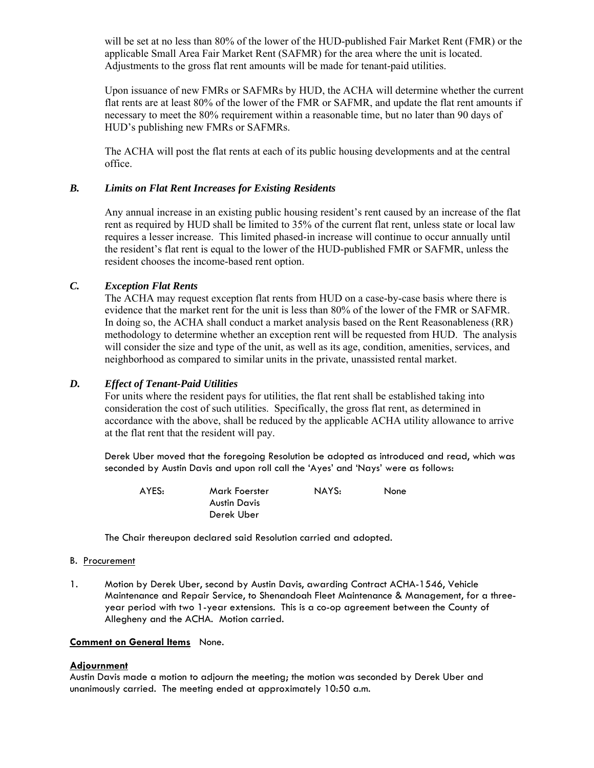will be set at no less than 80% of the lower of the HUD-published Fair Market Rent (FMR) or the applicable Small Area Fair Market Rent (SAFMR) for the area where the unit is located. Adjustments to the gross flat rent amounts will be made for tenant-paid utilities.

Upon issuance of new FMRs or SAFMRs by HUD, the ACHA will determine whether the current flat rents are at least 80% of the lower of the FMR or SAFMR, and update the flat rent amounts if necessary to meet the 80% requirement within a reasonable time, but no later than 90 days of HUD's publishing new FMRs or SAFMRs.

The ACHA will post the flat rents at each of its public housing developments and at the central office.

### *B. Limits on Flat Rent Increases for Existing Residents*

Any annual increase in an existing public housing resident's rent caused by an increase of the flat rent as required by HUD shall be limited to 35% of the current flat rent, unless state or local law requires a lesser increase. This limited phased-in increase will continue to occur annually until the resident's flat rent is equal to the lower of the HUD-published FMR or SAFMR, unless the resident chooses the income-based rent option.

### *C. Exception Flat Rents*

The ACHA may request exception flat rents from HUD on a case-by-case basis where there is evidence that the market rent for the unit is less than 80% of the lower of the FMR or SAFMR. In doing so, the ACHA shall conduct a market analysis based on the Rent Reasonableness (RR) methodology to determine whether an exception rent will be requested from HUD. The analysis will consider the size and type of the unit, as well as its age, condition, amenities, services, and neighborhood as compared to similar units in the private, unassisted rental market.

### *D. Effect of Tenant-Paid Utilities*

For units where the resident pays for utilities, the flat rent shall be established taking into consideration the cost of such utilities. Specifically, the gross flat rent, as determined in accordance with the above, shall be reduced by the applicable ACHA utility allowance to arrive at the flat rent that the resident will pay.

Derek Uber moved that the foregoing Resolution be adopted as introduced and read, which was seconded by Austin Davis and upon roll call the 'Ayes' and 'Nays' were as follows:

| | | | |
|---|---|---|---|
| AYES: | Mark Foerster | NAYS: | None |
| | Austin Davis | | |
| | Derek Uber | | |

The Chair thereupon declared said Resolution carried and adopted.

B. Procurement

1. Motion by Derek Uber, second by Austin Davis, awarding Contract ACHA-1546, Vehicle Maintenance and Repair Service, to Shenandoah Fleet Maintenance & Management, for a three-year period with two 1-year extensions. This is a co-op agreement between the County of Allegheny and the ACHA. Motion carried.

**Comment on General Items** None.

**Adjournment**

Austin Davis made a motion to adjourn the meeting; the motion was seconded by Derek Uber and unanimously carried. The meeting ended at approximately 10:50 a.m.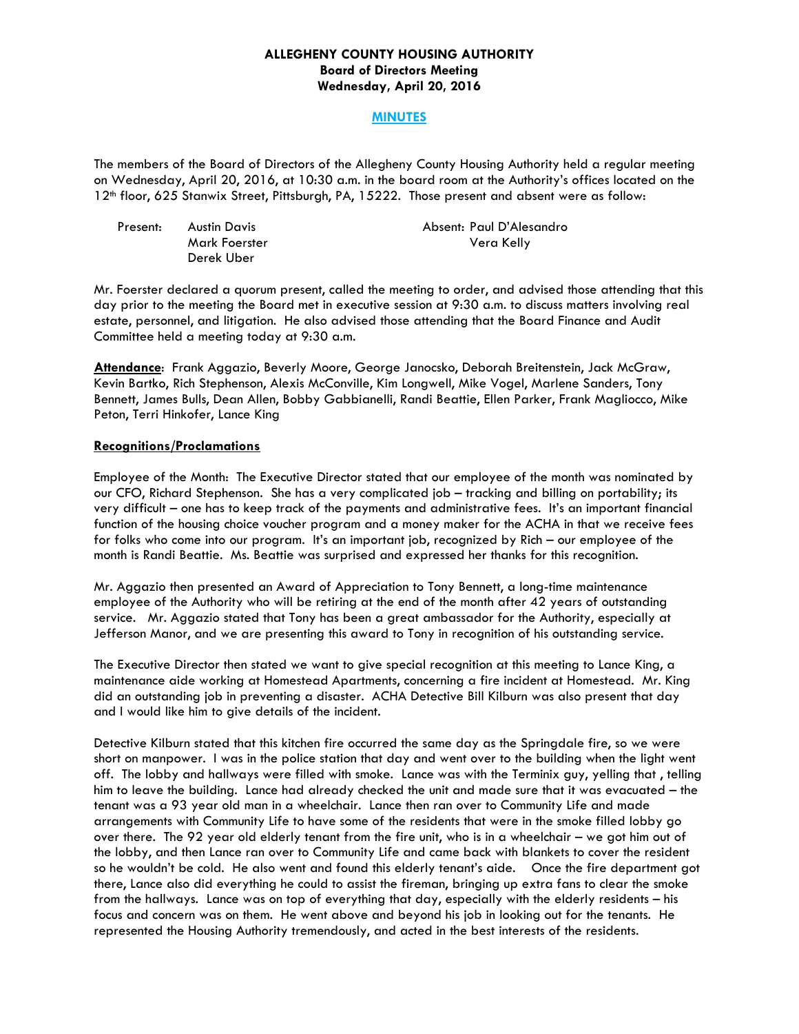**ALLEGHENY COUNTY HOUSING AUTHORITY**
**Board of Directors Meeting**
**Wednesday, April 20, 2016**

**MINUTES**

The members of the Board of Directors of the Allegheny County Housing Authority held a regular meeting on Wednesday, April 20, 2016, at 10:30 a.m. in the board room at the Authority's offices located on the 12th floor, 625 Stanwix Street, Pittsburgh, PA, 15222. Those present and absent were as follow:

| | | |
|---|---|---|
| Present: | Austin Davis | Absent: Paul D'Alesandro |
| | Mark Foerster | Vera Kelly |
| | Derek Uber | |

Mr. Foerster declared a quorum present, called the meeting to order, and advised those attending that this day prior to the meeting the Board met in executive session at 9:30 a.m. to discuss matters involving real estate, personnel, and litigation. He also advised those attending that the Board Finance and Audit Committee held a meeting today at 9:30 a.m.

**Attendance**: Frank Aggazio, Beverly Moore, George Janocsko, Deborah Breitenstein, Jack McGraw, Kevin Bartko, Rich Stephenson, Alexis McConville, Kim Longwell, Mike Vogel, Marlene Sanders, Tony Bennett, James Bulls, Dean Allen, Bobby Gabbianelli, Randi Beattie, Ellen Parker, Frank Magliocco, Mike Peton, Terri Hinkofer, Lance King

**Recognitions/Proclamations**

Employee of the Month: The Executive Director stated that our employee of the month was nominated by our CFO, Richard Stephenson. She has a very complicated job – tracking and billing on portability; its very difficult – one has to keep track of the payments and administrative fees. It's an important financial function of the housing choice voucher program and a money maker for the ACHA in that we receive fees for folks who come into our program. It's an important job, recognized by Rich – our employee of the month is Randi Beattie. Ms. Beattie was surprised and expressed her thanks for this recognition.

Mr. Aggazio then presented an Award of Appreciation to Tony Bennett, a long-time maintenance employee of the Authority who will be retiring at the end of the month after 42 years of outstanding service. Mr. Aggazio stated that Tony has been a great ambassador for the Authority, especially at Jefferson Manor, and we are presenting this award to Tony in recognition of his outstanding service.

The Executive Director then stated we want to give special recognition at this meeting to Lance King, a maintenance aide working at Homestead Apartments, concerning a fire incident at Homestead. Mr. King did an outstanding job in preventing a disaster. ACHA Detective Bill Kilburn was also present that day and I would like him to give details of the incident.

Detective Kilburn stated that this kitchen fire occurred the same day as the Springdale fire, so we were short on manpower. I was in the police station that day and went over to the building when the light went off. The lobby and hallways were filled with smoke. Lance was with the Terminix guy, yelling that , telling him to leave the building. Lance had already checked the unit and made sure that it was evacuated – the tenant was a 93 year old man in a wheelchair. Lance then ran over to Community Life and made arrangements with Community Life to have some of the residents that were in the smoke filled lobby go over there. The 92 year old elderly tenant from the fire unit, who is in a wheelchair – we got him out of the lobby, and then Lance ran over to Community Life and came back with blankets to cover the resident so he wouldn't be cold. He also went and found this elderly tenant's aide. Once the fire department got there, Lance also did everything he could to assist the fireman, bringing up extra fans to clear the smoke from the hallways. Lance was on top of everything that day, especially with the elderly residents – his focus and concern was on them. He went above and beyond his job in looking out for the tenants. He represented the Housing Authority tremendously, and acted in the best interests of the residents.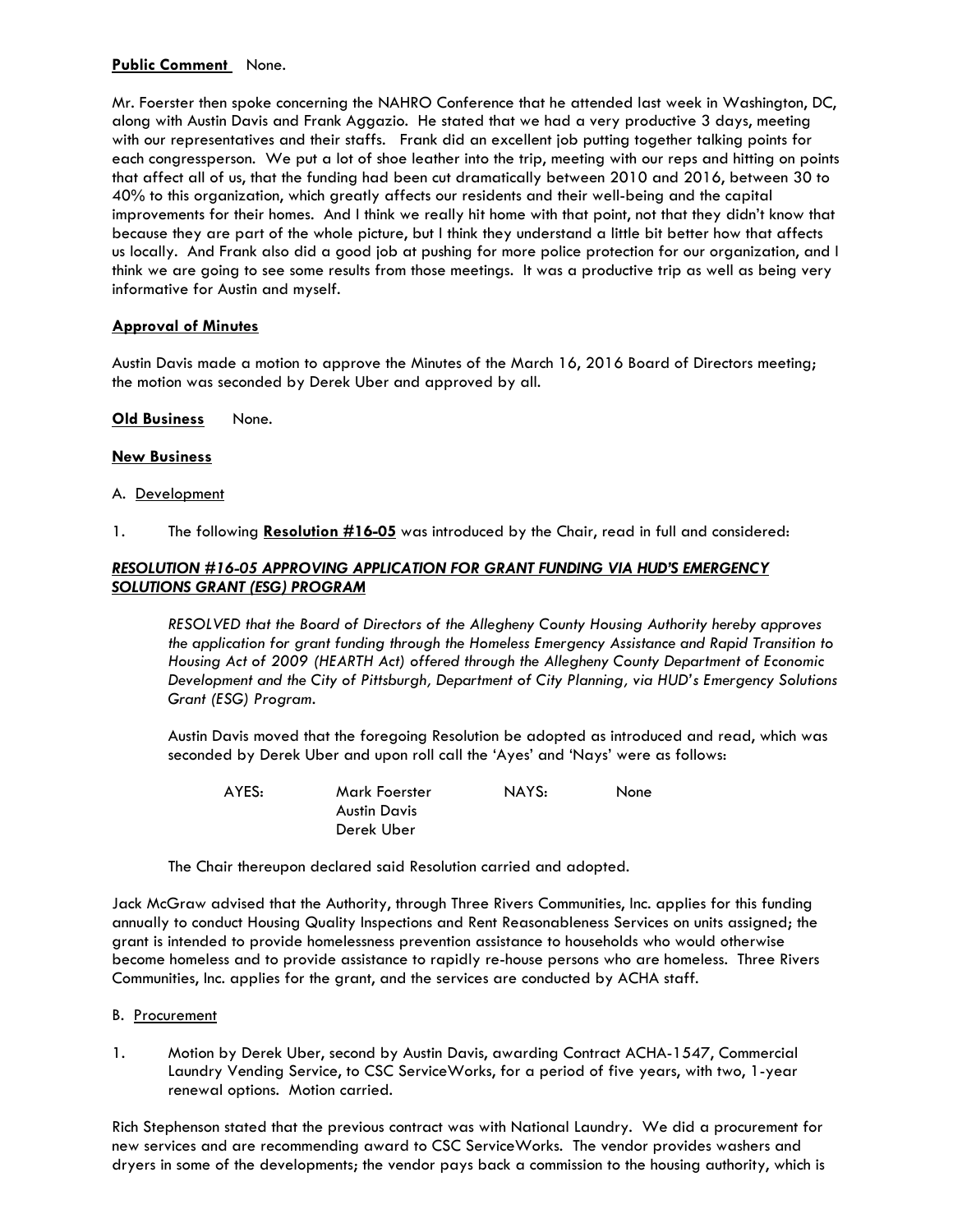**Public Comment** None.

Mr. Foerster then spoke concerning the NAHRO Conference that he attended last week in Washington, DC, along with Austin Davis and Frank Aggazio. He stated that we had a very productive 3 days, meeting with our representatives and their staffs. Frank did an excellent job putting together talking points for each congressperson. We put a lot of shoe leather into the trip, meeting with our reps and hitting on points that affect all of us, that the funding had been cut dramatically between 2010 and 2016, between 30 to 40% to this organization, which greatly affects our residents and their well-being and the capital improvements for their homes. And I think we really hit home with that point, not that they didn't know that because they are part of the whole picture, but I think they understand a little bit better how that affects us locally. And Frank also did a good job at pushing for more police protection for our organization, and I think we are going to see some results from those meetings. It was a productive trip as well as being very informative for Austin and myself.

**Approval of Minutes**

Austin Davis made a motion to approve the Minutes of the March 16, 2016 Board of Directors meeting; the motion was seconded by Derek Uber and approved by all.

**Old Business** None.

**New Business**

A. Development

1. The following **Resolution #16-05** was introduced by the Chair, read in full and considered:

***RESOLUTION #16-05 APPROVING APPLICATION FOR GRANT FUNDING VIA HUD'S EMERGENCY SOLUTIONS GRANT (ESG) PROGRAM***

*RESOLVED that the Board of Directors of the Allegheny County Housing Authority hereby approves the application for grant funding through the Homeless Emergency Assistance and Rapid Transition to Housing Act of 2009 (HEARTH Act) offered through the Allegheny County Department of Economic Development and the City of Pittsburgh, Department of City Planning, via HUD's Emergency Solutions Grant (ESG) Program.*

Austin Davis moved that the foregoing Resolution be adopted as introduced and read, which was seconded by Derek Uber and upon roll call the 'Ayes' and 'Nays' were as follows:

| | | | |
|---|---|---|---|
| AYES: | Mark Foerster | NAYS: | None |
| | Austin Davis | | |
| | Derek Uber | | |

The Chair thereupon declared said Resolution carried and adopted.

Jack McGraw advised that the Authority, through Three Rivers Communities, Inc. applies for this funding annually to conduct Housing Quality Inspections and Rent Reasonableness Services on units assigned; the grant is intended to provide homelessness prevention assistance to households who would otherwise become homeless and to provide assistance to rapidly re-house persons who are homeless. Three Rivers Communities, Inc. applies for the grant, and the services are conducted by ACHA staff.

B. Procurement

1. Motion by Derek Uber, second by Austin Davis, awarding Contract ACHA-1547, Commercial Laundry Vending Service, to CSC ServiceWorks, for a period of five years, with two, 1-year renewal options. Motion carried.

Rich Stephenson stated that the previous contract was with National Laundry. We did a procurement for new services and are recommending award to CSC ServiceWorks. The vendor provides washers and dryers in some of the developments; the vendor pays back a commission to the housing authority, which is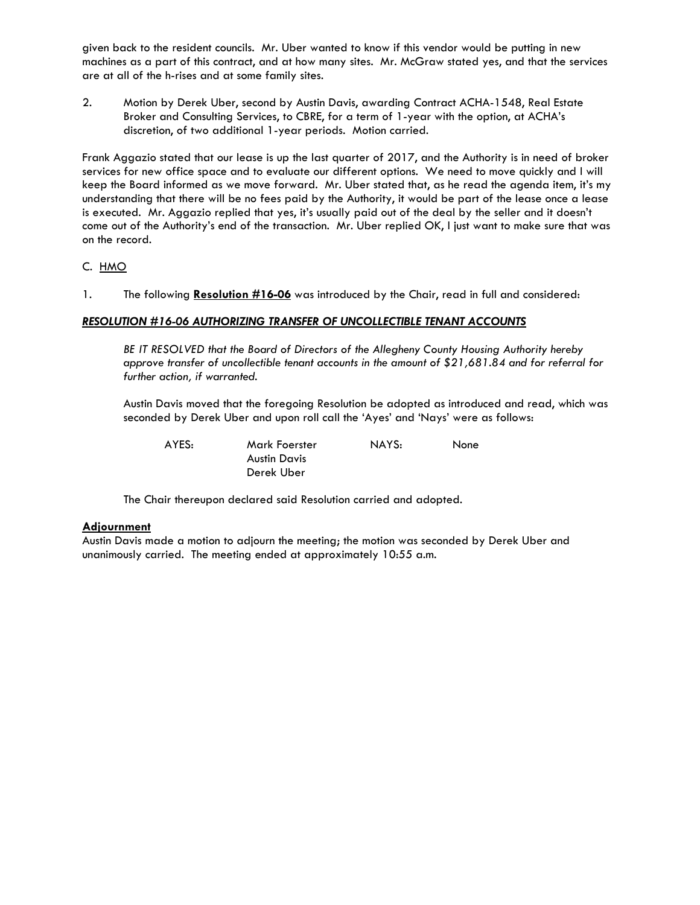given back to the resident councils. Mr. Uber wanted to know if this vendor would be putting in new machines as a part of this contract, and at how many sites. Mr. McGraw stated yes, and that the services are at all of the h-rises and at some family sites.

2. Motion by Derek Uber, second by Austin Davis, awarding Contract ACHA-1548, Real Estate Broker and Consulting Services, to CBRE, for a term of 1-year with the option, at ACHA's discretion, of two additional 1-year periods. Motion carried.

Frank Aggazio stated that our lease is up the last quarter of 2017, and the Authority is in need of broker services for new office space and to evaluate our different options. We need to move quickly and I will keep the Board informed as we move forward. Mr. Uber stated that, as he read the agenda item, it's my understanding that there will be no fees paid by the Authority, it would be part of the lease once a lease is executed. Mr. Aggazio replied that yes, it's usually paid out of the deal by the seller and it doesn't come out of the Authority's end of the transaction. Mr. Uber replied OK, I just want to make sure that was on the record.

C. HMO

1. The following **Resolution #16-06** was introduced by the Chair, read in full and considered:

***RESOLUTION #16-06 AUTHORIZING TRANSFER OF UNCOLLECTIBLE TENANT ACCOUNTS***

*BE IT RESOLVED that the Board of Directors of the Allegheny County Housing Authority hereby approve transfer of uncollectible tenant accounts in the amount of $21,681.84 and for referral for further action, if warranted.*

Austin Davis moved that the foregoing Resolution be adopted as introduced and read, which was seconded by Derek Uber and upon roll call the 'Ayes' and 'Nays' were as follows:

| | | | |
|---|---|---|---|
| AYES: | Mark Foerster | NAYS: | None |
| | Austin Davis | | |
| | Derek Uber | | |

The Chair thereupon declared said Resolution carried and adopted.

**Adjournment**

Austin Davis made a motion to adjourn the meeting; the motion was seconded by Derek Uber and unanimously carried. The meeting ended at approximately 10:55 a.m.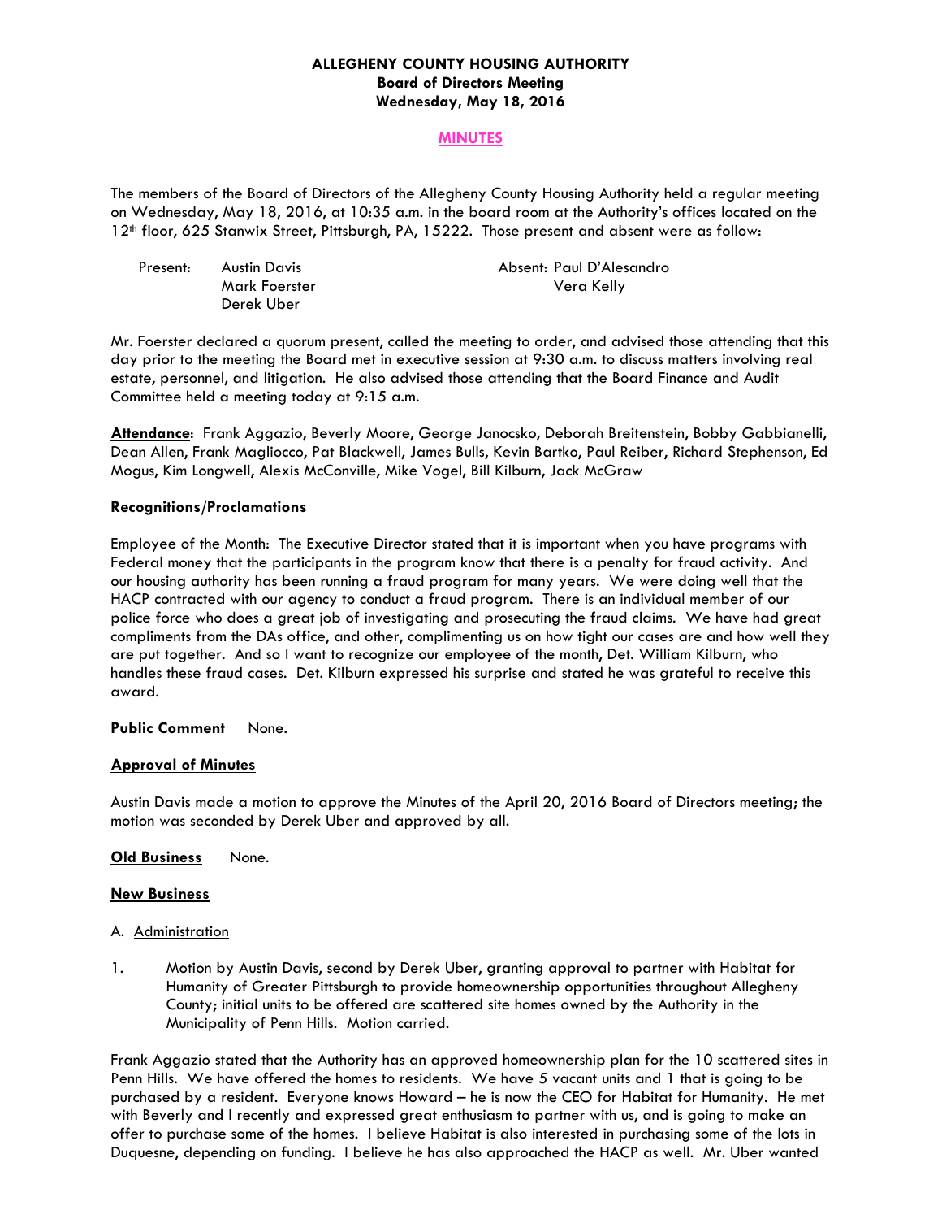**ALLEGHENY COUNTY HOUSING AUTHORITY**
**Board of Directors Meeting**
**Wednesday, May 18, 2016**

**MINUTES**

The members of the Board of Directors of the Allegheny County Housing Authority held a regular meeting on Wednesday, May 18, 2016, at 10:35 a.m. in the board room at the Authority's offices located on the 12th floor, 625 Stanwix Street, Pittsburgh, PA, 15222. Those present and absent were as follow:

| | | | |
|---|---|---|---|
| Present: | Austin Davis | Absent: | Paul D'Alesandro |
| | Mark Foerster | | Vera Kelly |
| | Derek Uber | | |

Mr. Foerster declared a quorum present, called the meeting to order, and advised those attending that this day prior to the meeting the Board met in executive session at 9:30 a.m. to discuss matters involving real estate, personnel, and litigation. He also advised those attending that the Board Finance and Audit Committee held a meeting today at 9:15 a.m.

**Attendance**: Frank Aggazio, Beverly Moore, George Janocsko, Deborah Breitenstein, Bobby Gabbianelli, Dean Allen, Frank Magliocco, Pat Blackwell, James Bulls, Kevin Bartko, Paul Reiber, Richard Stephenson, Ed Mogus, Kim Longwell, Alexis McConville, Mike Vogel, Bill Kilburn, Jack McGraw

**Recognitions/Proclamations**

Employee of the Month: The Executive Director stated that it is important when you have programs with Federal money that the participants in the program know that there is a penalty for fraud activity. And our housing authority has been running a fraud program for many years. We were doing well that the HACP contracted with our agency to conduct a fraud program. There is an individual member of our police force who does a great job of investigating and prosecuting the fraud claims. We have had great compliments from the DAs office, and other, complimenting us on how tight our cases are and how well they are put together. And so I want to recognize our employee of the month, Det. William Kilburn, who handles these fraud cases. Det. Kilburn expressed his surprise and stated he was grateful to receive this award.

**Public Comment** None.

**Approval of Minutes**

Austin Davis made a motion to approve the Minutes of the April 20, 2016 Board of Directors meeting; the motion was seconded by Derek Uber and approved by all.

**Old Business** None.

**New Business**

A. Administration

1. Motion by Austin Davis, second by Derek Uber, granting approval to partner with Habitat for Humanity of Greater Pittsburgh to provide homeownership opportunities throughout Allegheny County; initial units to be offered are scattered site homes owned by the Authority in the Municipality of Penn Hills. Motion carried.

Frank Aggazio stated that the Authority has an approved homeownership plan for the 10 scattered sites in Penn Hills. We have offered the homes to residents. We have 5 vacant units and 1 that is going to be purchased by a resident. Everyone knows Howard – he is now the CEO for Habitat for Humanity. He met with Beverly and I recently and expressed great enthusiasm to partner with us, and is going to make an offer to purchase some of the homes. I believe Habitat is also interested in purchasing some of the lots in Duquesne, depending on funding. I believe he has also approached the HACP as well. Mr. Uber wanted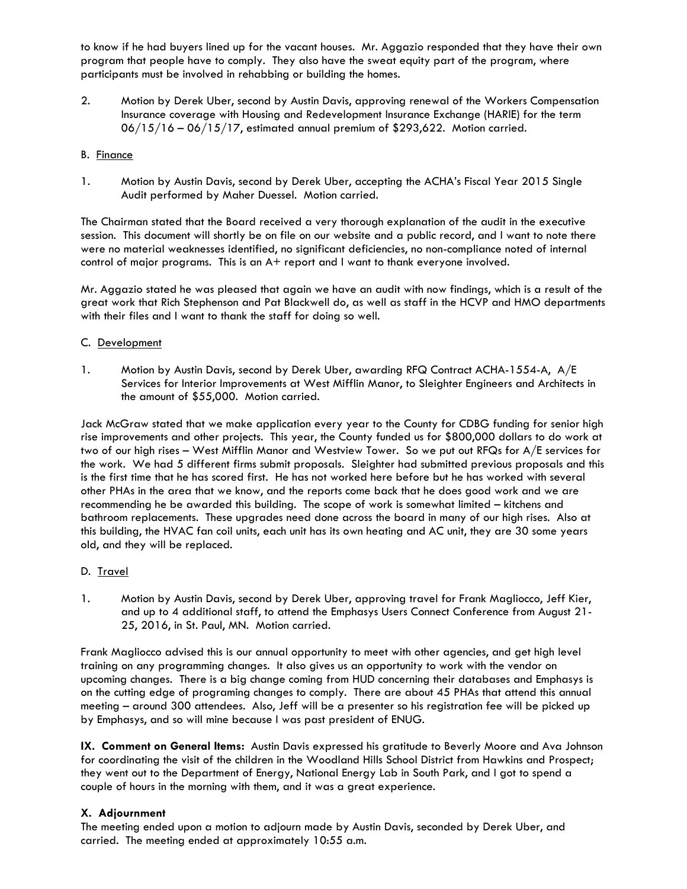to know if he had buyers lined up for the vacant houses. Mr. Aggazio responded that they have their own program that people have to comply. They also have the sweat equity part of the program, where participants must be involved in rehabbing or building the homes.

2. Motion by Derek Uber, second by Austin Davis, approving renewal of the Workers Compensation Insurance coverage with Housing and Redevelopment Insurance Exchange (HARIE) for the term 06/15/16 – 06/15/17, estimated annual premium of $293,622. Motion carried.

B. Finance

1. Motion by Austin Davis, second by Derek Uber, accepting the ACHA's Fiscal Year 2015 Single Audit performed by Maher Duessel. Motion carried.

The Chairman stated that the Board received a very thorough explanation of the audit in the executive session. This document will shortly be on file on our website and a public record, and I want to note there were no material weaknesses identified, no significant deficiencies, no non-compliance noted of internal control of major programs. This is an A+ report and I want to thank everyone involved.

Mr. Aggazio stated he was pleased that again we have an audit with now findings, which is a result of the great work that Rich Stephenson and Pat Blackwell do, as well as staff in the HCVP and HMO departments with their files and I want to thank the staff for doing so well.

C. Development

1. Motion by Austin Davis, second by Derek Uber, awarding RFQ Contract ACHA-1554-A, A/E Services for Interior Improvements at West Mifflin Manor, to Sleighter Engineers and Architects in the amount of $55,000. Motion carried.

Jack McGraw stated that we make application every year to the County for CDBG funding for senior high rise improvements and other projects. This year, the County funded us for $800,000 dollars to do work at two of our high rises – West Mifflin Manor and Westview Tower. So we put out RFQs for A/E services for the work. We had 5 different firms submit proposals. Sleighter had submitted previous proposals and this is the first time that he has scored first. He has not worked here before but he has worked with several other PHAs in the area that we know, and the reports come back that he does good work and we are recommending he be awarded this building. The scope of work is somewhat limited – kitchens and bathroom replacements. These upgrades need done across the board in many of our high rises. Also at this building, the HVAC fan coil units, each unit has its own heating and AC unit, they are 30 some years old, and they will be replaced.

D. Travel

1. Motion by Austin Davis, second by Derek Uber, approving travel for Frank Magliocco, Jeff Kier, and up to 4 additional staff, to attend the Emphasys Users Connect Conference from August 21-25, 2016, in St. Paul, MN. Motion carried.

Frank Magliocco advised this is our annual opportunity to meet with other agencies, and get high level training on any programming changes. It also gives us an opportunity to work with the vendor on upcoming changes. There is a big change coming from HUD concerning their databases and Emphasys is on the cutting edge of programing changes to comply. There are about 45 PHAs that attend this annual meeting – around 300 attendees. Also, Jeff will be a presenter so his registration fee will be picked up by Emphasys, and so will mine because I was past president of ENUG.

**IX. Comment on General Items:** Austin Davis expressed his gratitude to Beverly Moore and Ava Johnson for coordinating the visit of the children in the Woodland Hills School District from Hawkins and Prospect; they went out to the Department of Energy, National Energy Lab in South Park, and I got to spend a couple of hours in the morning with them, and it was a great experience.

**X. Adjournment**

The meeting ended upon a motion to adjourn made by Austin Davis, seconded by Derek Uber, and carried. The meeting ended at approximately 10:55 a.m.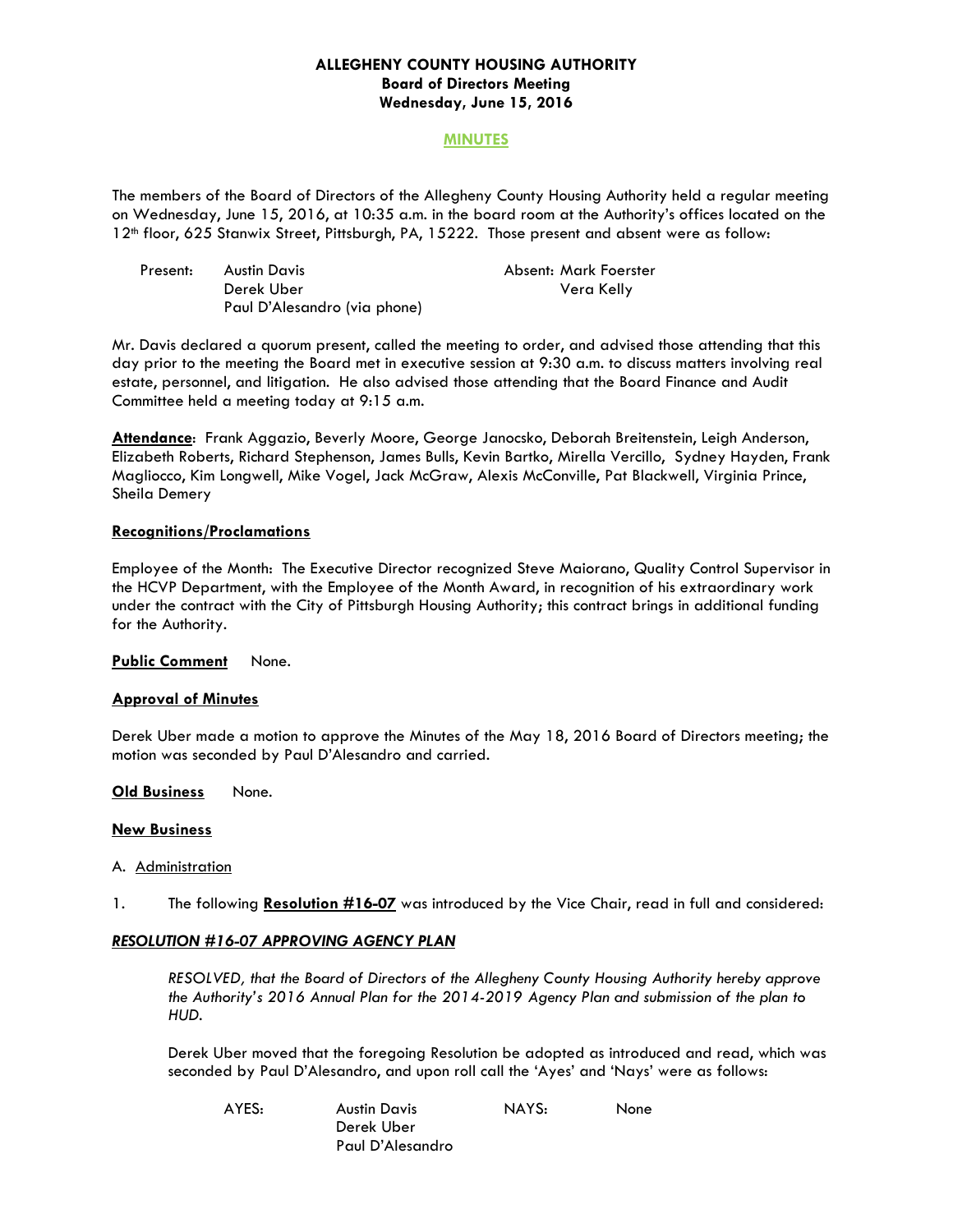**ALLEGHENY COUNTY HOUSING AUTHORITY**
**Board of Directors Meeting**
**Wednesday, June 15, 2016**

**MINUTES**

The members of the Board of Directors of the Allegheny County Housing Authority held a regular meeting on Wednesday, June 15, 2016, at 10:35 a.m. in the board room at the Authority's offices located on the 12th floor, 625 Stanwix Street, Pittsburgh, PA, 15222. Those present and absent were as follow:

| Present: | | Absent: |
|---|---|---|
| | Austin Davis | Mark Foerster |
| | Derek Uber | Vera Kelly |
| | Paul D'Alesandro (via phone) | |

Mr. Davis declared a quorum present, called the meeting to order, and advised those attending that this day prior to the meeting the Board met in executive session at 9:30 a.m. to discuss matters involving real estate, personnel, and litigation. He also advised those attending that the Board Finance and Audit Committee held a meeting today at 9:15 a.m.

**Attendance**: Frank Aggazio, Beverly Moore, George Janocsko, Deborah Breitenstein, Leigh Anderson, Elizabeth Roberts, Richard Stephenson, James Bulls, Kevin Bartko, Mirella Vercillo, Sydney Hayden, Frank Magliocco, Kim Longwell, Mike Vogel, Jack McGraw, Alexis McConville, Pat Blackwell, Virginia Prince, Sheila Demery

**Recognitions/Proclamations**

Employee of the Month: The Executive Director recognized Steve Maiorano, Quality Control Supervisor in the HCVP Department, with the Employee of the Month Award, in recognition of his extraordinary work under the contract with the City of Pittsburgh Housing Authority; this contract brings in additional funding for the Authority.

**Public Comment** None.

**Approval of Minutes**

Derek Uber made a motion to approve the Minutes of the May 18, 2016 Board of Directors meeting; the motion was seconded by Paul D'Alesandro and carried.

**Old Business** None.

**New Business**

A. Administration

1. The following **Resolution #16-07** was introduced by the Vice Chair, read in full and considered:

***RESOLUTION #16-07 APPROVING AGENCY PLAN***

*RESOLVED, that the Board of Directors of the Allegheny County Housing Authority hereby approve the Authority's 2016 Annual Plan for the 2014-2019 Agency Plan and submission of the plan to HUD.*

Derek Uber moved that the foregoing Resolution be adopted as introduced and read, which was seconded by Paul D'Alesandro, and upon roll call the 'Ayes' and 'Nays' were as follows:

| AYES: | | NAYS: | |
|---|---|---|---|
| | Austin Davis | | None |
| | Derek Uber | | |
| | Paul D'Alesandro | | |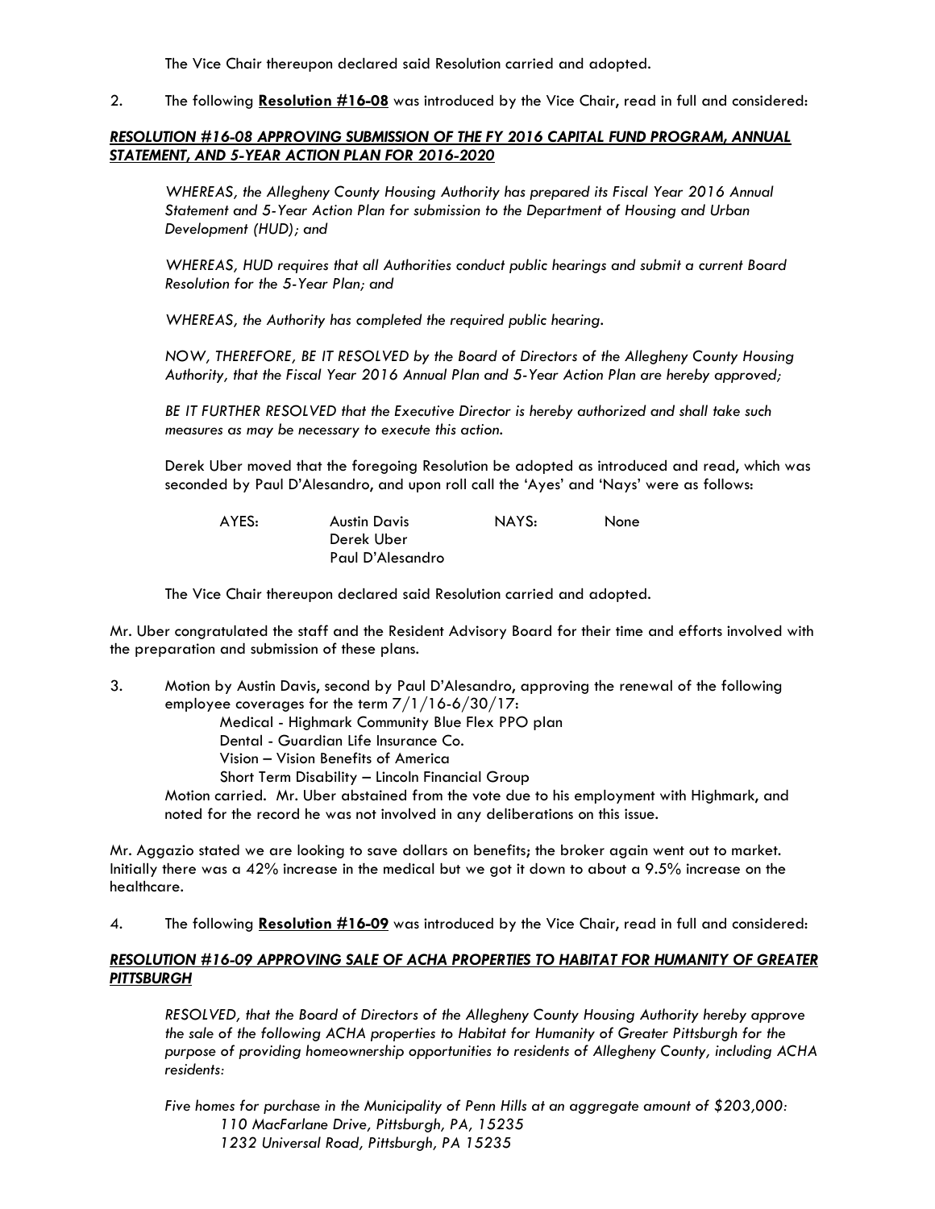The Vice Chair thereupon declared said Resolution carried and adopted.

2. The following **Resolution #16-08** was introduced by the Vice Chair, read in full and considered:

***RESOLUTION #16-08 APPROVING SUBMISSION OF THE FY 2016 CAPITAL FUND PROGRAM, ANNUAL STATEMENT, AND 5-YEAR ACTION PLAN FOR 2016-2020***

*WHEREAS, the Allegheny County Housing Authority has prepared its Fiscal Year 2016 Annual Statement and 5-Year Action Plan for submission to the Department of Housing and Urban Development (HUD); and*

*WHEREAS, HUD requires that all Authorities conduct public hearings and submit a current Board Resolution for the 5-Year Plan; and*

*WHEREAS, the Authority has completed the required public hearing.*

*NOW, THEREFORE, BE IT RESOLVED by the Board of Directors of the Allegheny County Housing Authority, that the Fiscal Year 2016 Annual Plan and 5-Year Action Plan are hereby approved;*

*BE IT FURTHER RESOLVED that the Executive Director is hereby authorized and shall take such measures as may be necessary to execute this action.*

Derek Uber moved that the foregoing Resolution be adopted as introduced and read, which was seconded by Paul D'Alesandro, and upon roll call the 'Ayes' and 'Nays' were as follows:

| | | | |
|---|---|---|---|
| AYES: | Austin Davis | NAYS: | None |
| | Derek Uber | | |
| | Paul D'Alesandro | | |

The Vice Chair thereupon declared said Resolution carried and adopted.

Mr. Uber congratulated the staff and the Resident Advisory Board for their time and efforts involved with the preparation and submission of these plans.

3. Motion by Austin Davis, second by Paul D'Alesandro, approving the renewal of the following employee coverages for the term 7/1/16-6/30/17:
   - Medical - Highmark Community Blue Flex PPO plan
   - Dental - Guardian Life Insurance Co.
   - Vision – Vision Benefits of America
   - Short Term Disability – Lincoln Financial Group

   Motion carried. Mr. Uber abstained from the vote due to his employment with Highmark, and noted for the record he was not involved in any deliberations on this issue.

Mr. Aggazio stated we are looking to save dollars on benefits; the broker again went out to market. Initially there was a 42% increase in the medical but we got it down to about a 9.5% increase on the healthcare.

4. The following **Resolution #16-09** was introduced by the Vice Chair, read in full and considered:

***RESOLUTION #16-09 APPROVING SALE OF ACHA PROPERTIES TO HABITAT FOR HUMANITY OF GREATER PITTSBURGH***

*RESOLVED, that the Board of Directors of the Allegheny County Housing Authority hereby approve the sale of the following ACHA properties to Habitat for Humanity of Greater Pittsburgh for the purpose of providing homeownership opportunities to residents of Allegheny County, including ACHA residents:*

*Five homes for purchase in the Municipality of Penn Hills at an aggregate amount of $203,000:*
*110 MacFarlane Drive, Pittsburgh, PA, 15235*
*1232 Universal Road, Pittsburgh, PA 15235*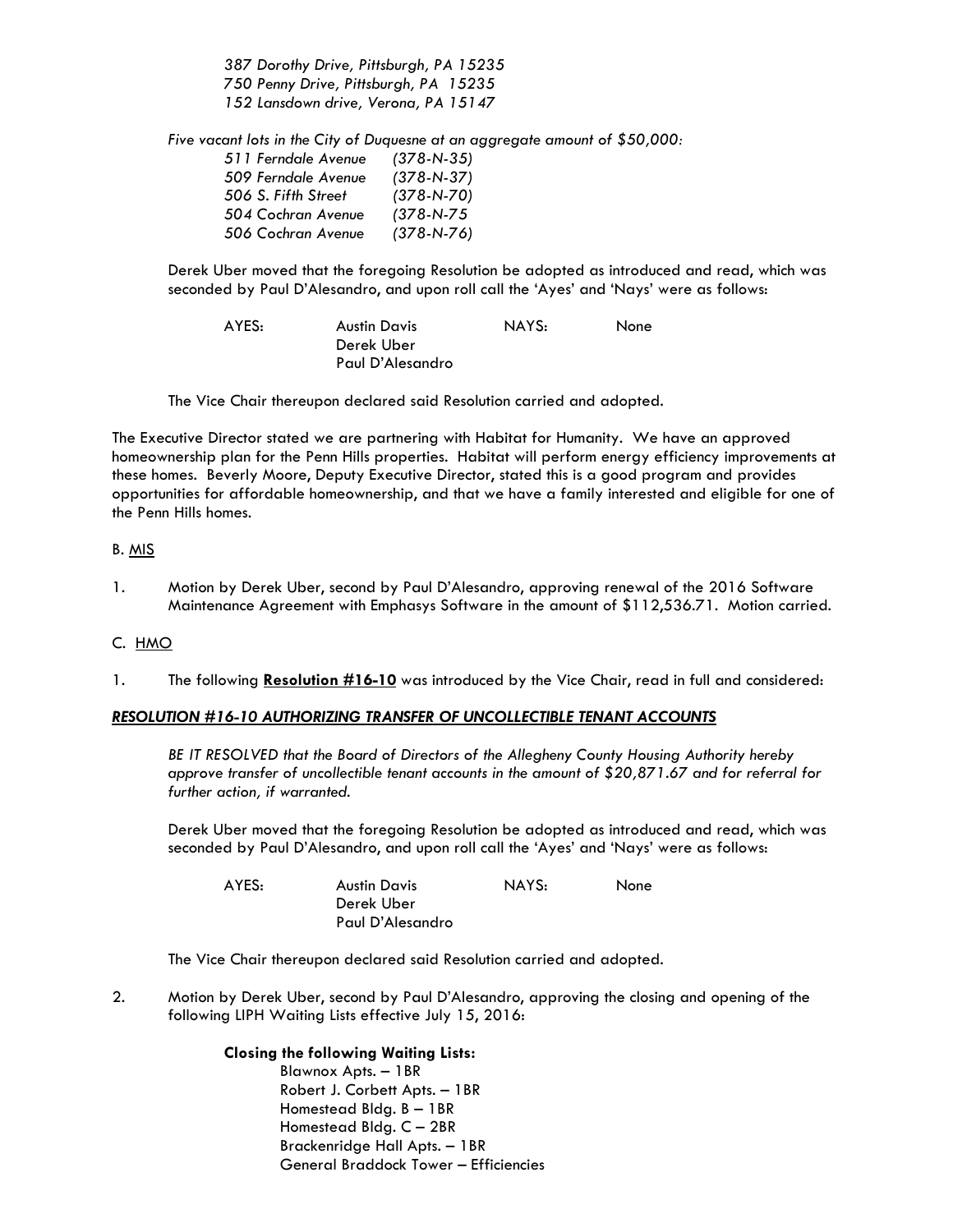*387 Dorothy Drive, Pittsburgh, PA 15235*
*750 Penny Drive, Pittsburgh, PA 15235*
*152 Lansdown drive, Verona, PA 15147*

*Five vacant lots in the City of Duquesne at an aggregate amount of $50,000:*

| | |
|---|---|
| *511 Ferndale Avenue* | *(378-N-35)* |
| *509 Ferndale Avenue* | *(378-N-37)* |
| *506 S. Fifth Street* | *(378-N-70)* |
| *504 Cochran Avenue* | *(378-N-75* |
| *506 Cochran Avenue* | *(378-N-76)* |

Derek Uber moved that the foregoing Resolution be adopted as introduced and read, which was seconded by Paul D'Alesandro, and upon roll call the 'Ayes' and 'Nays' were as follows:

| AYES: | Austin Davis | NAYS: | None |
|---|---|---|---|
| | Derek Uber | | |
| | Paul D'Alesandro | | |

The Vice Chair thereupon declared said Resolution carried and adopted.

The Executive Director stated we are partnering with Habitat for Humanity. We have an approved homeownership plan for the Penn Hills properties. Habitat will perform energy efficiency improvements at these homes. Beverly Moore, Deputy Executive Director, stated this is a good program and provides opportunities for affordable homeownership, and that we have a family interested and eligible for one of the Penn Hills homes.

B. MIS

1. Motion by Derek Uber, second by Paul D'Alesandro, approving renewal of the 2016 Software Maintenance Agreement with Emphasys Software in the amount of $112,536.71. Motion carried.

C. HMO

1. The following **Resolution #16-10** was introduced by the Vice Chair, read in full and considered:

***RESOLUTION #16-10 AUTHORIZING TRANSFER OF UNCOLLECTIBLE TENANT ACCOUNTS***

*BE IT RESOLVED that the Board of Directors of the Allegheny County Housing Authority hereby approve transfer of uncollectible tenant accounts in the amount of $20,871.67 and for referral for further action, if warranted.*

Derek Uber moved that the foregoing Resolution be adopted as introduced and read, which was seconded by Paul D'Alesandro, and upon roll call the 'Ayes' and 'Nays' were as follows:

| AYES: | Austin Davis | NAYS: | None |
|---|---|---|---|
| | Derek Uber | | |
| | Paul D'Alesandro | | |

The Vice Chair thereupon declared said Resolution carried and adopted.

2. Motion by Derek Uber, second by Paul D'Alesandro, approving the closing and opening of the following LIPH Waiting Lists effective July 15, 2016:

**Closing the following Waiting Lists:**

Blawnox Apts. – 1BR
Robert J. Corbett Apts. – 1BR
Homestead Bldg. B – 1BR
Homestead Bldg. C – 2BR
Brackenridge Hall Apts. – 1BR
General Braddock Tower – Efficiencies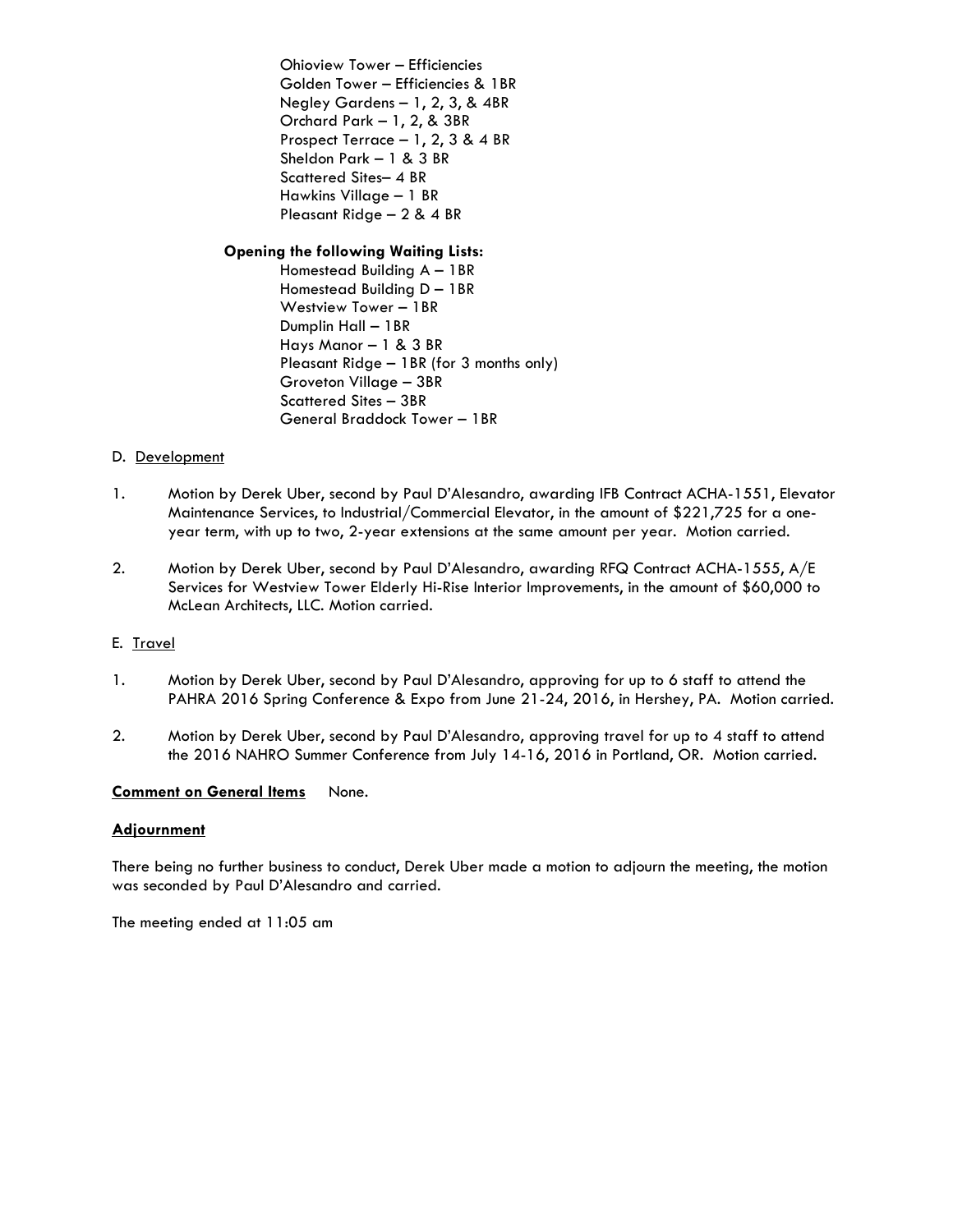Ohioview Tower – Efficiencies
Golden Tower – Efficiencies & 1BR
Negley Gardens – 1, 2, 3, & 4BR
Orchard Park – 1, 2, & 3BR
Prospect Terrace – 1, 2, 3 & 4 BR
Sheldon Park – 1 & 3 BR
Scattered Sites– 4 BR
Hawkins Village – 1 BR
Pleasant Ridge – 2 & 4 BR

**Opening the following Waiting Lists:**

Homestead Building A – 1BR
Homestead Building D – 1BR
Westview Tower – 1BR
Dumplin Hall – 1BR
Hays Manor – 1 & 3 BR
Pleasant Ridge – 1BR (for 3 months only)
Groveton Village – 3BR
Scattered Sites – 3BR
General Braddock Tower – 1BR

D. Development

1. Motion by Derek Uber, second by Paul D'Alesandro, awarding IFB Contract ACHA-1551, Elevator Maintenance Services, to Industrial/Commercial Elevator, in the amount of $221,725 for a one-year term, with up to two, 2-year extensions at the same amount per year. Motion carried.

2. Motion by Derek Uber, second by Paul D'Alesandro, awarding RFQ Contract ACHA-1555, A/E Services for Westview Tower Elderly Hi-Rise Interior Improvements, in the amount of $60,000 to McLean Architects, LLC. Motion carried.

E. Travel

1. Motion by Derek Uber, second by Paul D'Alesandro, approving for up to 6 staff to attend the PAHRA 2016 Spring Conference & Expo from June 21-24, 2016, in Hershey, PA. Motion carried.

2. Motion by Derek Uber, second by Paul D'Alesandro, approving travel for up to 4 staff to attend the 2016 NAHRO Summer Conference from July 14-16, 2016 in Portland, OR. Motion carried.

**Comment on General Items** None.

**Adjournment**

There being no further business to conduct, Derek Uber made a motion to adjourn the meeting, the motion was seconded by Paul D'Alesandro and carried.

The meeting ended at 11:05 am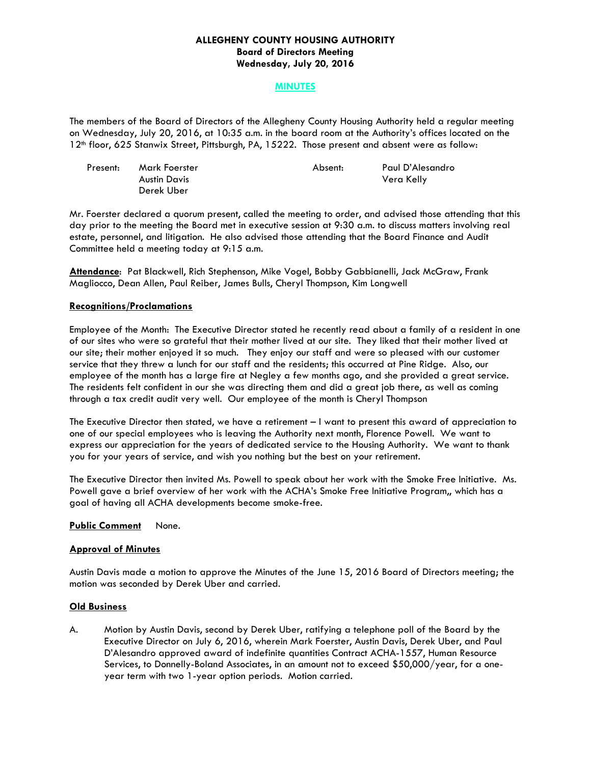**ALLEGHENY COUNTY HOUSING AUTHORITY**
**Board of Directors Meeting**
**Wednesday, July 20, 2016**

**MINUTES**

The members of the Board of Directors of the Allegheny County Housing Authority held a regular meeting on Wednesday, July 20, 2016, at 10:35 a.m. in the board room at the Authority's offices located on the 12th floor, 625 Stanwix Street, Pittsburgh, PA, 15222. Those present and absent were as follow:

| | | | |
|---|---|---|---|
| Present: | Mark Foerster | Absent: | Paul D'Alesandro |
| | Austin Davis | | Vera Kelly |
| | Derek Uber | | |

Mr. Foerster declared a quorum present, called the meeting to order, and advised those attending that this day prior to the meeting the Board met in executive session at 9:30 a.m. to discuss matters involving real estate, personnel, and litigation. He also advised those attending that the Board Finance and Audit Committee held a meeting today at 9:15 a.m.

**Attendance**: Pat Blackwell, Rich Stephenson, Mike Vogel, Bobby Gabbianelli, Jack McGraw, Frank Magliocco, Dean Allen, Paul Reiber, James Bulls, Cheryl Thompson, Kim Longwell

**Recognitions/Proclamations**

Employee of the Month: The Executive Director stated he recently read about a family of a resident in one of our sites who were so grateful that their mother lived at our site. They liked that their mother lived at our site; their mother enjoyed it so much. They enjoy our staff and were so pleased with our customer service that they threw a lunch for our staff and the residents; this occurred at Pine Ridge. Also, our employee of the month has a large fire at Negley a few months ago, and she provided a great service. The residents felt confident in our she was directing them and did a great job there, as well as coming through a tax credit audit very well. Our employee of the month is Cheryl Thompson

The Executive Director then stated, we have a retirement – I want to present this award of appreciation to one of our special employees who is leaving the Authority next month, Florence Powell. We want to express our appreciation for the years of dedicated service to the Housing Authority. We want to thank you for your years of service, and wish you nothing but the best on your retirement.

The Executive Director then invited Ms. Powell to speak about her work with the Smoke Free Initiative. Ms. Powell gave a brief overview of her work with the ACHA's Smoke Free Initiative Program,, which has a goal of having all ACHA developments become smoke-free.

**Public Comment** None.

**Approval of Minutes**

Austin Davis made a motion to approve the Minutes of the June 15, 2016 Board of Directors meeting; the motion was seconded by Derek Uber and carried.

**Old Business**

A. Motion by Austin Davis, second by Derek Uber, ratifying a telephone poll of the Board by the Executive Director on July 6, 2016, wherein Mark Foerster, Austin Davis, Derek Uber, and Paul D'Alesandro approved award of indefinite quantities Contract ACHA-1557, Human Resource Services, to Donnelly-Boland Associates, in an amount not to exceed $50,000/year, for a one-year term with two 1-year option periods. Motion carried.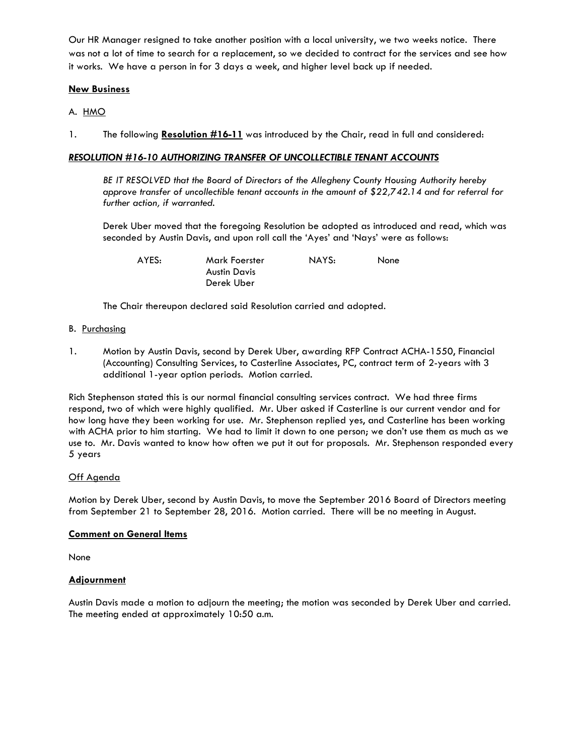Our HR Manager resigned to take another position with a local university, we two weeks notice. There was not a lot of time to search for a replacement, so we decided to contract for the services and see how it works. We have a person in for 3 days a week, and higher level back up if needed.

**New Business**

A. HMO

1. The following **Resolution #16-11** was introduced by the Chair, read in full and considered:

***RESOLUTION #16-10 AUTHORIZING TRANSFER OF UNCOLLECTIBLE TENANT ACCOUNTS***

*BE IT RESOLVED that the Board of Directors of the Allegheny County Housing Authority hereby approve transfer of uncollectible tenant accounts in the amount of $22,742.14 and for referral for further action, if warranted.*

Derek Uber moved that the foregoing Resolution be adopted as introduced and read, which was seconded by Austin Davis, and upon roll call the 'Ayes' and 'Nays' were as follows:

| | | | |
|---|---|---|---|
| AYES: | Mark Foerster | NAYS: | None |
| | Austin Davis | | |
| | Derek Uber | | |

The Chair thereupon declared said Resolution carried and adopted.

B. Purchasing

1. Motion by Austin Davis, second by Derek Uber, awarding RFP Contract ACHA-1550, Financial (Accounting) Consulting Services, to Casterline Associates, PC, contract term of 2-years with 3 additional 1-year option periods. Motion carried.

Rich Stephenson stated this is our normal financial consulting services contract. We had three firms respond, two of which were highly qualified. Mr. Uber asked if Casterline is our current vendor and for how long have they been working for use. Mr. Stephenson replied yes, and Casterline has been working with ACHA prior to him starting. We had to limit it down to one person; we don't use them as much as we use to. Mr. Davis wanted to know how often we put it out for proposals. Mr. Stephenson responded every 5 years

Off Agenda

Motion by Derek Uber, second by Austin Davis, to move the September 2016 Board of Directors meeting from September 21 to September 28, 2016. Motion carried. There will be no meeting in August.

**Comment on General Items**

None

**Adjournment**

Austin Davis made a motion to adjourn the meeting; the motion was seconded by Derek Uber and carried. The meeting ended at approximately 10:50 a.m.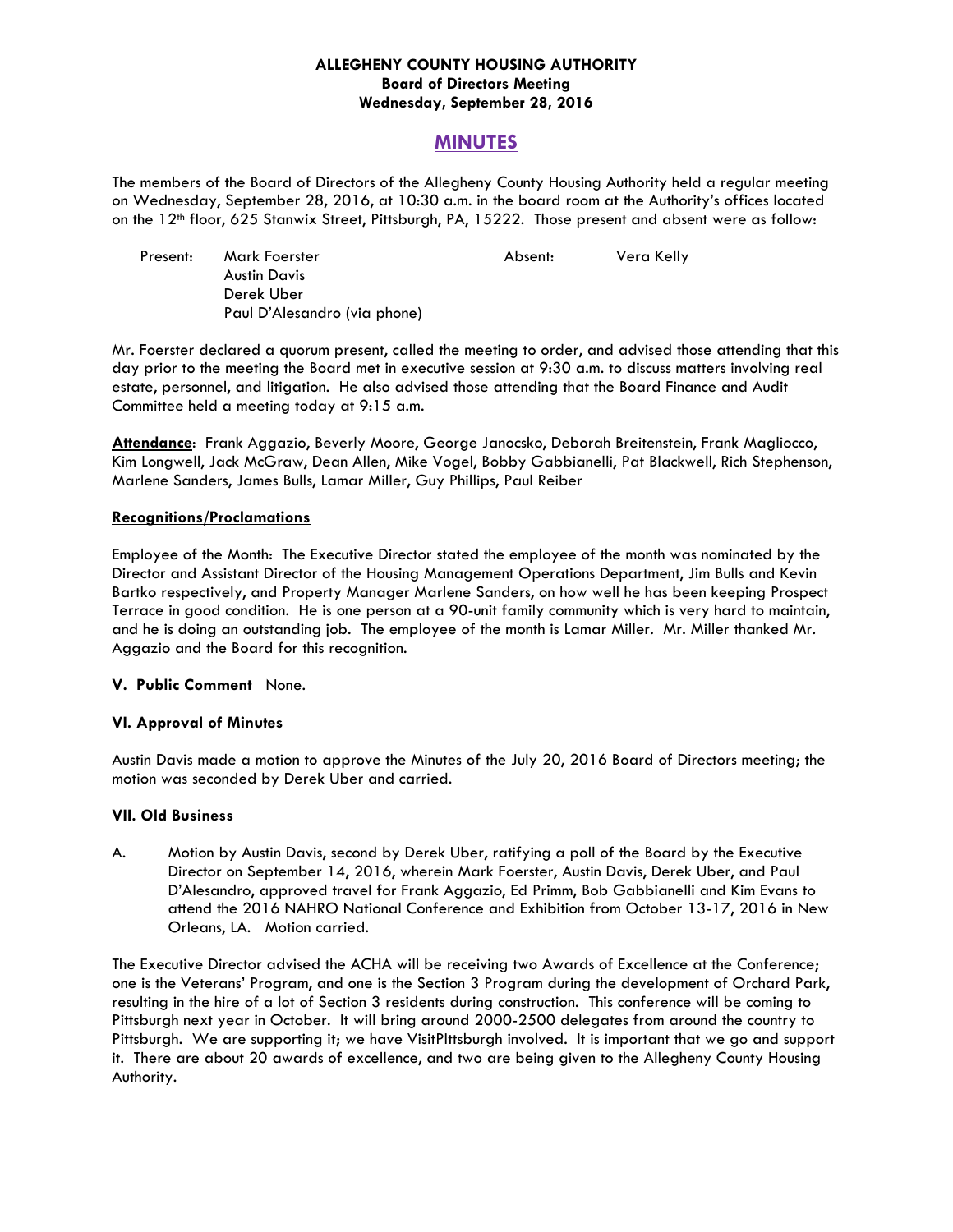**ALLEGHENY COUNTY HOUSING AUTHORITY**
**Board of Directors Meeting**
**Wednesday, September 28, 2016**

# MINUTES

The members of the Board of Directors of the Allegheny County Housing Authority held a regular meeting on Wednesday, September 28, 2016, at 10:30 a.m. in the board room at the Authority's offices located on the 12th floor, 625 Stanwix Street, Pittsburgh, PA, 15222. Those present and absent were as follow:

| Present: | Mark Foerster | Absent: | Vera Kelly |
|---|---|---|---|
| | Austin Davis | | |
| | Derek Uber | | |
| | Paul D'Alesandro (via phone) | | |

Mr. Foerster declared a quorum present, called the meeting to order, and advised those attending that this day prior to the meeting the Board met in executive session at 9:30 a.m. to discuss matters involving real estate, personnel, and litigation. He also advised those attending that the Board Finance and Audit Committee held a meeting today at 9:15 a.m.

**Attendance**: Frank Aggazio, Beverly Moore, George Janocsko, Deborah Breitenstein, Frank Magliocco, Kim Longwell, Jack McGraw, Dean Allen, Mike Vogel, Bobby Gabbianelli, Pat Blackwell, Rich Stephenson, Marlene Sanders, James Bulls, Lamar Miller, Guy Phillips, Paul Reiber

**Recognitions/Proclamations**

Employee of the Month: The Executive Director stated the employee of the month was nominated by the Director and Assistant Director of the Housing Management Operations Department, Jim Bulls and Kevin Bartko respectively, and Property Manager Marlene Sanders, on how well he has been keeping Prospect Terrace in good condition. He is one person at a 90-unit family community which is very hard to maintain, and he is doing an outstanding job. The employee of the month is Lamar Miller. Mr. Miller thanked Mr. Aggazio and the Board for this recognition.

**V. Public Comment** None.

**VI. Approval of Minutes**

Austin Davis made a motion to approve the Minutes of the July 20, 2016 Board of Directors meeting; the motion was seconded by Derek Uber and carried.

**VII. Old Business**

A. Motion by Austin Davis, second by Derek Uber, ratifying a poll of the Board by the Executive Director on September 14, 2016, wherein Mark Foerster, Austin Davis, Derek Uber, and Paul D'Alesandro, approved travel for Frank Aggazio, Ed Primm, Bob Gabbianelli and Kim Evans to attend the 2016 NAHRO National Conference and Exhibition from October 13-17, 2016 in New Orleans, LA. Motion carried.

The Executive Director advised the ACHA will be receiving two Awards of Excellence at the Conference; one is the Veterans' Program, and one is the Section 3 Program during the development of Orchard Park, resulting in the hire of a lot of Section 3 residents during construction. This conference will be coming to Pittsburgh next year in October. It will bring around 2000-2500 delegates from around the country to Pittsburgh. We are supporting it; we have VisitPIttsburgh involved. It is important that we go and support it. There are about 20 awards of excellence, and two are being given to the Allegheny County Housing Authority.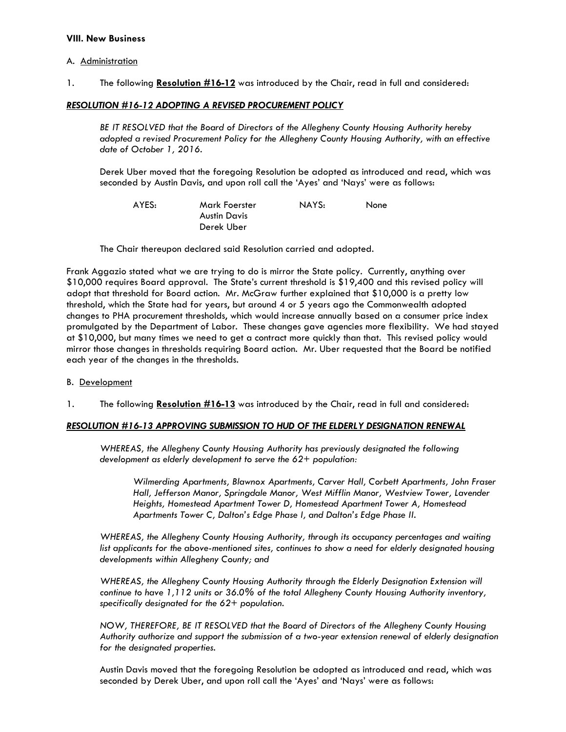**VIII. New Business**

A. Administration

1. The following **Resolution #16-12** was introduced by the Chair, read in full and considered:

***RESOLUTION #16-12 ADOPTING A REVISED PROCUREMENT POLICY***

*BE IT RESOLVED that the Board of Directors of the Allegheny County Housing Authority hereby adopted a revised Procurement Policy for the Allegheny County Housing Authority, with an effective date of October 1, 2016.*

Derek Uber moved that the foregoing Resolution be adopted as introduced and read, which was seconded by Austin Davis, and upon roll call the 'Ayes' and 'Nays' were as follows:

| | | | |
|---|---|---|---|
| AYES: | Mark Foerster | NAYS: | None |
| | Austin Davis | | |
| | Derek Uber | | |

The Chair thereupon declared said Resolution carried and adopted.

Frank Aggazio stated what we are trying to do is mirror the State policy. Currently, anything over $10,000 requires Board approval. The State's current threshold is $19,400 and this revised policy will adopt that threshold for Board action. Mr. McGraw further explained that $10,000 is a pretty low threshold, which the State had for years, but around 4 or 5 years ago the Commonwealth adopted changes to PHA procurement thresholds, which would increase annually based on a consumer price index promulgated by the Department of Labor. These changes gave agencies more flexibility. We had stayed at $10,000, but many times we need to get a contract more quickly than that. This revised policy would mirror those changes in thresholds requiring Board action. Mr. Uber requested that the Board be notified each year of the changes in the thresholds.

B. Development

1. The following **Resolution #16-13** was introduced by the Chair, read in full and considered:

***RESOLUTION #16-13 APPROVING SUBMISSION TO HUD OF THE ELDERLY DESIGNATION RENEWAL***

*WHEREAS, the Allegheny County Housing Authority has previously designated the following development as elderly development to serve the 62+ population:*

*Wilmerding Apartments, Blawnox Apartments, Carver Hall, Corbett Apartments, John Fraser Hall, Jefferson Manor, Springdale Manor, West Mifflin Manor, Westview Tower, Lavender Heights, Homestead Apartment Tower D, Homestead Apartment Tower A, Homestead Apartments Tower C, Dalton's Edge Phase I, and Dalton's Edge Phase II.*

*WHEREAS, the Allegheny County Housing Authority, through its occupancy percentages and waiting list applicants for the above-mentioned sites, continues to show a need for elderly designated housing developments within Allegheny County; and*

*WHEREAS, the Allegheny County Housing Authority through the Elderly Designation Extension will continue to have 1,112 units or 36.0% of the total Allegheny County Housing Authority inventory, specifically designated for the 62+ population.*

*NOW, THEREFORE, BE IT RESOLVED that the Board of Directors of the Allegheny County Housing Authority authorize and support the submission of a two-year extension renewal of elderly designation for the designated properties.*

Austin Davis moved that the foregoing Resolution be adopted as introduced and read, which was seconded by Derek Uber, and upon roll call the 'Ayes' and 'Nays' were as follows: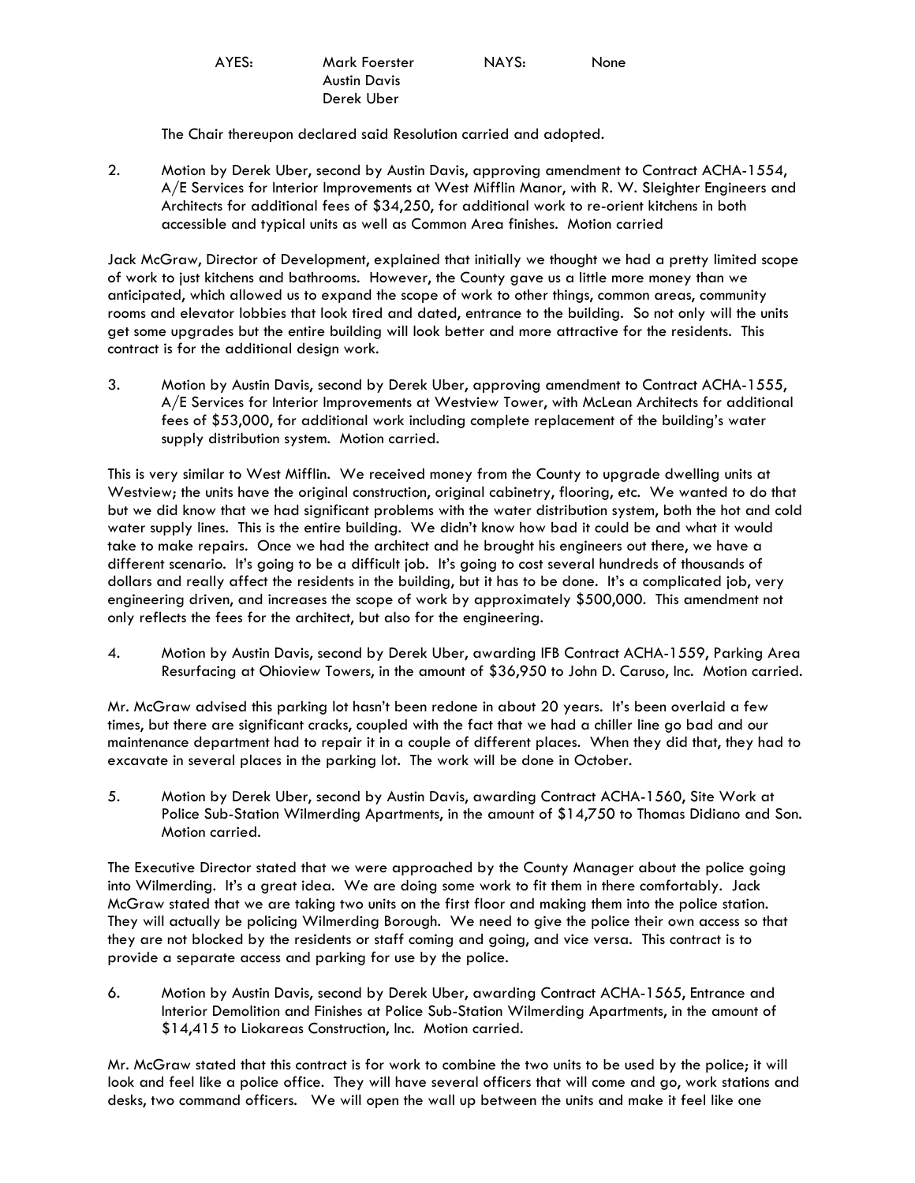| | | | |
|---|---|---|---|
| AYES: | Mark Foerster<br>Austin Davis<br>Derek Uber | NAYS: | None |

The Chair thereupon declared said Resolution carried and adopted.

2. Motion by Derek Uber, second by Austin Davis, approving amendment to Contract ACHA-1554, A/E Services for Interior Improvements at West Mifflin Manor, with R. W. Sleighter Engineers and Architects for additional fees of $34,250, for additional work to re-orient kitchens in both accessible and typical units as well as Common Area finishes. Motion carried

Jack McGraw, Director of Development, explained that initially we thought we had a pretty limited scope of work to just kitchens and bathrooms. However, the County gave us a little more money than we anticipated, which allowed us to expand the scope of work to other things, common areas, community rooms and elevator lobbies that look tired and dated, entrance to the building. So not only will the units get some upgrades but the entire building will look better and more attractive for the residents. This contract is for the additional design work.

3. Motion by Austin Davis, second by Derek Uber, approving amendment to Contract ACHA-1555, A/E Services for Interior Improvements at Westview Tower, with McLean Architects for additional fees of $53,000, for additional work including complete replacement of the building's water supply distribution system. Motion carried.

This is very similar to West Mifflin. We received money from the County to upgrade dwelling units at Westview; the units have the original construction, original cabinetry, flooring, etc. We wanted to do that but we did know that we had significant problems with the water distribution system, both the hot and cold water supply lines. This is the entire building. We didn't know how bad it could be and what it would take to make repairs. Once we had the architect and he brought his engineers out there, we have a different scenario. It's going to be a difficult job. It's going to cost several hundreds of thousands of dollars and really affect the residents in the building, but it has to be done. It's a complicated job, very engineering driven, and increases the scope of work by approximately $500,000. This amendment not only reflects the fees for the architect, but also for the engineering.

4. Motion by Austin Davis, second by Derek Uber, awarding IFB Contract ACHA-1559, Parking Area Resurfacing at Ohioview Towers, in the amount of $36,950 to John D. Caruso, Inc. Motion carried.

Mr. McGraw advised this parking lot hasn't been redone in about 20 years. It's been overlaid a few times, but there are significant cracks, coupled with the fact that we had a chiller line go bad and our maintenance department had to repair it in a couple of different places. When they did that, they had to excavate in several places in the parking lot. The work will be done in October.

5. Motion by Derek Uber, second by Austin Davis, awarding Contract ACHA-1560, Site Work at Police Sub-Station Wilmerding Apartments, in the amount of $14,750 to Thomas Didiano and Son. Motion carried.

The Executive Director stated that we were approached by the County Manager about the police going into Wilmerding. It's a great idea. We are doing some work to fit them in there comfortably. Jack McGraw stated that we are taking two units on the first floor and making them into the police station. They will actually be policing Wilmerding Borough. We need to give the police their own access so that they are not blocked by the residents or staff coming and going, and vice versa. This contract is to provide a separate access and parking for use by the police.

6. Motion by Austin Davis, second by Derek Uber, awarding Contract ACHA-1565, Entrance and Interior Demolition and Finishes at Police Sub-Station Wilmerding Apartments, in the amount of $14,415 to Liokareas Construction, Inc. Motion carried.

Mr. McGraw stated that this contract is for work to combine the two units to be used by the police; it will look and feel like a police office. They will have several officers that will come and go, work stations and desks, two command officers. We will open the wall up between the units and make it feel like one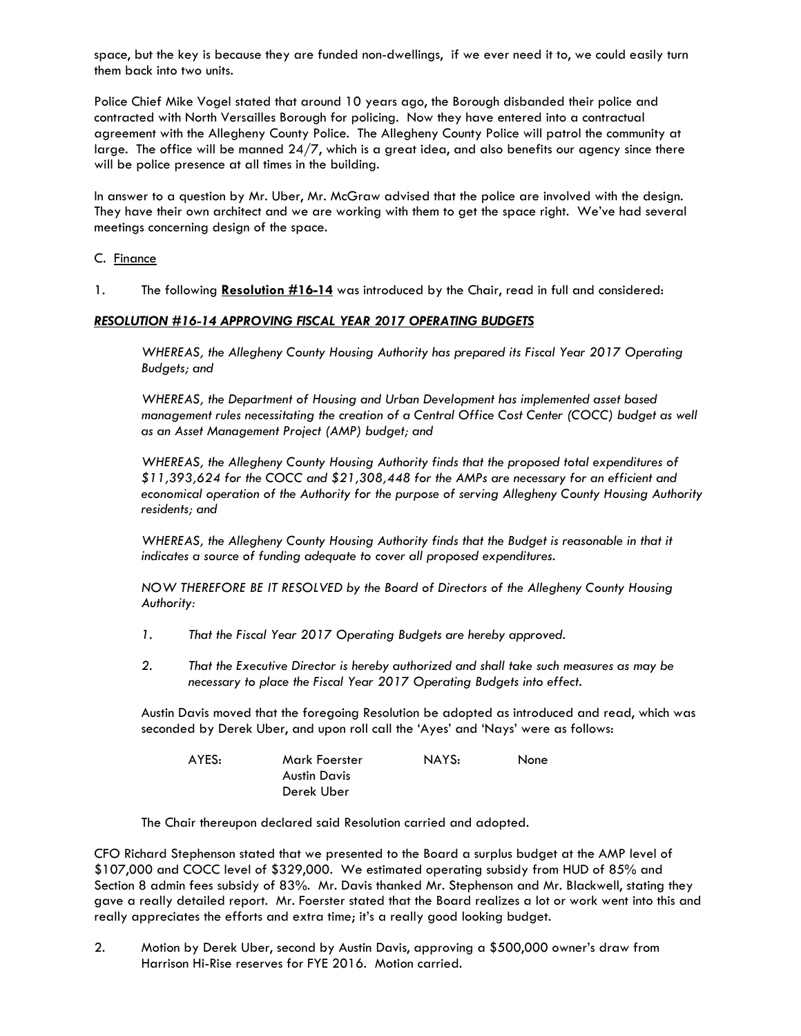space, but the key is because they are funded non-dwellings, if we ever need it to, we could easily turn them back into two units.

Police Chief Mike Vogel stated that around 10 years ago, the Borough disbanded their police and contracted with North Versailles Borough for policing. Now they have entered into a contractual agreement with the Allegheny County Police. The Allegheny County Police will patrol the community at large. The office will be manned 24/7, which is a great idea, and also benefits our agency since there will be police presence at all times in the building.

In answer to a question by Mr. Uber, Mr. McGraw advised that the police are involved with the design. They have their own architect and we are working with them to get the space right. We've had several meetings concerning design of the space.

C. Finance

1. The following **Resolution #16-14** was introduced by the Chair, read in full and considered:

***RESOLUTION #16-14 APPROVING FISCAL YEAR 2017 OPERATING BUDGETS***

*WHEREAS, the Allegheny County Housing Authority has prepared its Fiscal Year 2017 Operating Budgets; and*

*WHEREAS, the Department of Housing and Urban Development has implemented asset based management rules necessitating the creation of a Central Office Cost Center (COCC) budget as well as an Asset Management Project (AMP) budget; and*

*WHEREAS, the Allegheny County Housing Authority finds that the proposed total expenditures of $11,393,624 for the COCC and $21,308,448 for the AMPs are necessary for an efficient and economical operation of the Authority for the purpose of serving Allegheny County Housing Authority residents; and*

*WHEREAS, the Allegheny County Housing Authority finds that the Budget is reasonable in that it indicates a source of funding adequate to cover all proposed expenditures.*

*NOW THEREFORE BE IT RESOLVED by the Board of Directors of the Allegheny County Housing Authority:*

1. *That the Fiscal Year 2017 Operating Budgets are hereby approved.*
2. *That the Executive Director is hereby authorized and shall take such measures as may be necessary to place the Fiscal Year 2017 Operating Budgets into effect.*

Austin Davis moved that the foregoing Resolution be adopted as introduced and read, which was seconded by Derek Uber, and upon roll call the 'Ayes' and 'Nays' were as follows:

| | | | |
|---|---|---|---|
| AYES: | Mark Foerster | NAYS: | None |
| | Austin Davis | | |
| | Derek Uber | | |

The Chair thereupon declared said Resolution carried and adopted.

CFO Richard Stephenson stated that we presented to the Board a surplus budget at the AMP level of $107,000 and COCC level of $329,000. We estimated operating subsidy from HUD of 85% and Section 8 admin fees subsidy of 83%. Mr. Davis thanked Mr. Stephenson and Mr. Blackwell, stating they gave a really detailed report. Mr. Foerster stated that the Board realizes a lot or work went into this and really appreciates the efforts and extra time; it's a really good looking budget.

2. Motion by Derek Uber, second by Austin Davis, approving a $500,000 owner's draw from Harrison Hi-Rise reserves for FYE 2016. Motion carried.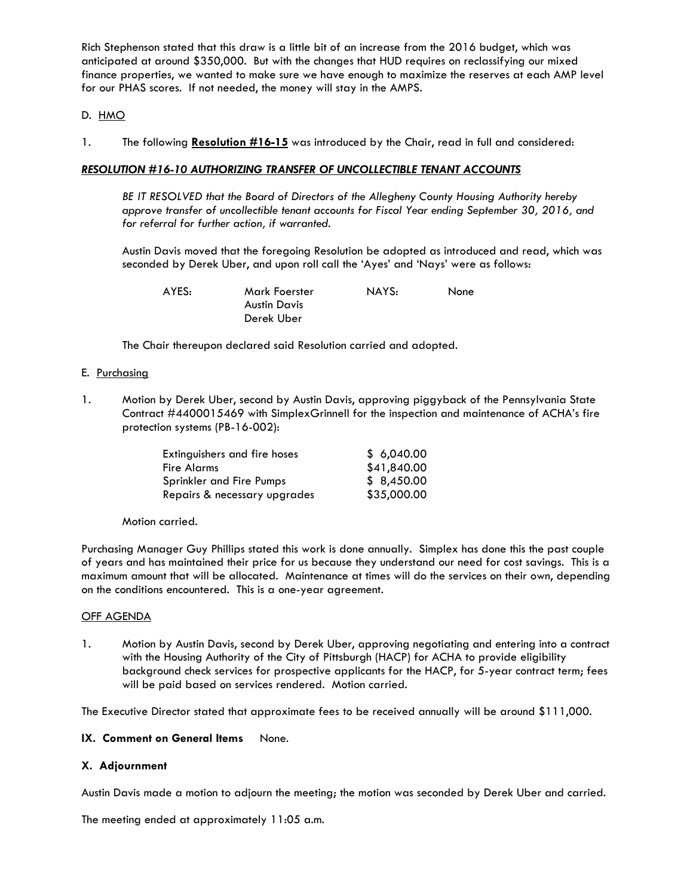Rich Stephenson stated that this draw is a little bit of an increase from the 2016 budget, which was anticipated at around $350,000. But with the changes that HUD requires on reclassifying our mixed finance properties, we wanted to make sure we have enough to maximize the reserves at each AMP level for our PHAS scores. If not needed, the money will stay in the AMPS.

D. HMO

1. The following **Resolution #16-15** was introduced by the Chair, read in full and considered:

***RESOLUTION #16-10 AUTHORIZING TRANSFER OF UNCOLLECTIBLE TENANT ACCOUNTS***

*BE IT RESOLVED that the Board of Directors of the Allegheny County Housing Authority hereby approve transfer of uncollectible tenant accounts for Fiscal Year ending September 30, 2016, and for referral for further action, if warranted.*

Austin Davis moved that the foregoing Resolution be adopted as introduced and read, which was seconded by Derek Uber, and upon roll call the 'Ayes' and 'Nays' were as follows:

| | | | |
|---|---|---|---|
| AYES: | Mark Foerster | NAYS: | None |
| | Austin Davis | | |
| | Derek Uber | | |

The Chair thereupon declared said Resolution carried and adopted.

E. Purchasing

1. Motion by Derek Uber, second by Austin Davis, approving piggyback of the Pennsylvania State Contract #4400015469 with SimplexGrinnell for the inspection and maintenance of ACHA's fire protection systems (PB-16-002):

| | |
|---|---|
| Extinguishers and fire hoses | $ 6,040.00 |
| Fire Alarms | $41,840.00 |
| Sprinkler and Fire Pumps | $ 8,450.00 |
| Repairs & necessary upgrades | $35,000.00 |

Motion carried.

Purchasing Manager Guy Phillips stated this work is done annually. Simplex has done this the past couple of years and has maintained their price for us because they understand our need for cost savings. This is a maximum amount that will be allocated. Maintenance at times will do the services on their own, depending on the conditions encountered. This is a one-year agreement.

OFF AGENDA

1. Motion by Austin Davis, second by Derek Uber, approving negotiating and entering into a contract with the Housing Authority of the City of Pittsburgh (HACP) for ACHA to provide eligibility background check services for prospective applicants for the HACP, for 5-year contract term; fees will be paid based on services rendered. Motion carried.

The Executive Director stated that approximate fees to be received annually will be around $111,000.

**IX. Comment on General Items** None.

**X. Adjournment**

Austin Davis made a motion to adjourn the meeting; the motion was seconded by Derek Uber and carried.

The meeting ended at approximately 11:05 a.m.